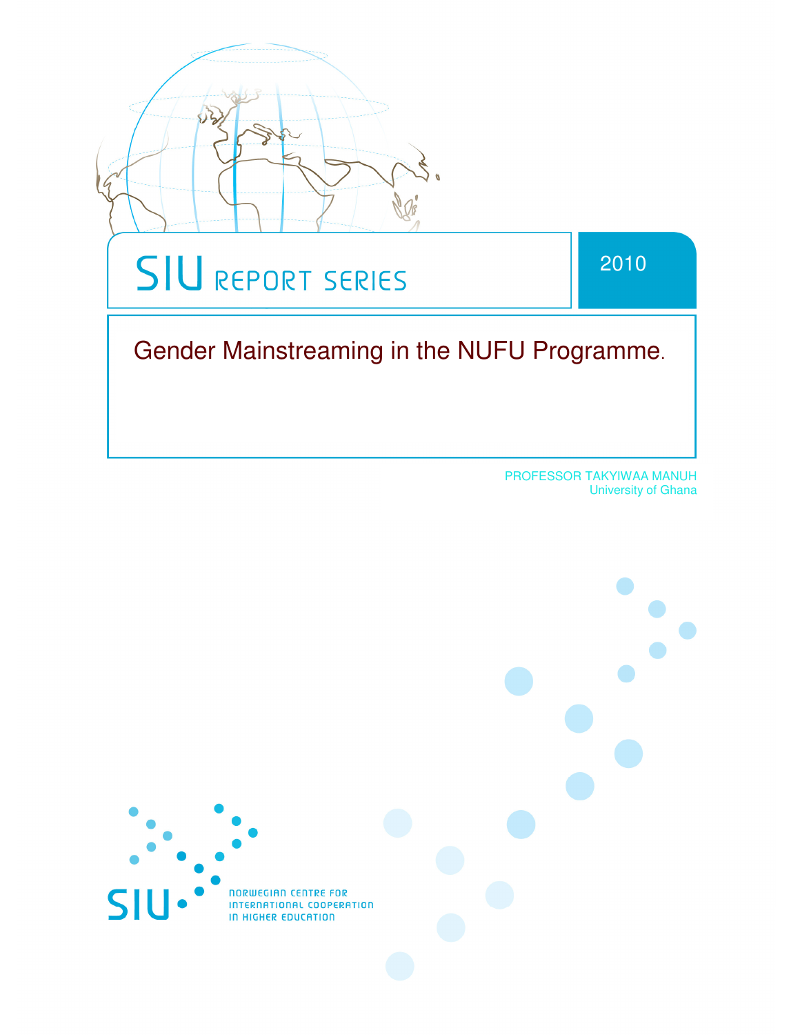SIU REPORT SERIES

2010

# Gender Mainstreaming in the NUFU Programme.

PROFESSOR TAKYIWAA MANUH
University of Ghana

SIU NORWEGIAN CENTRE FOR INTERNATIONAL COOPERATION IN HIGHER EDUCATION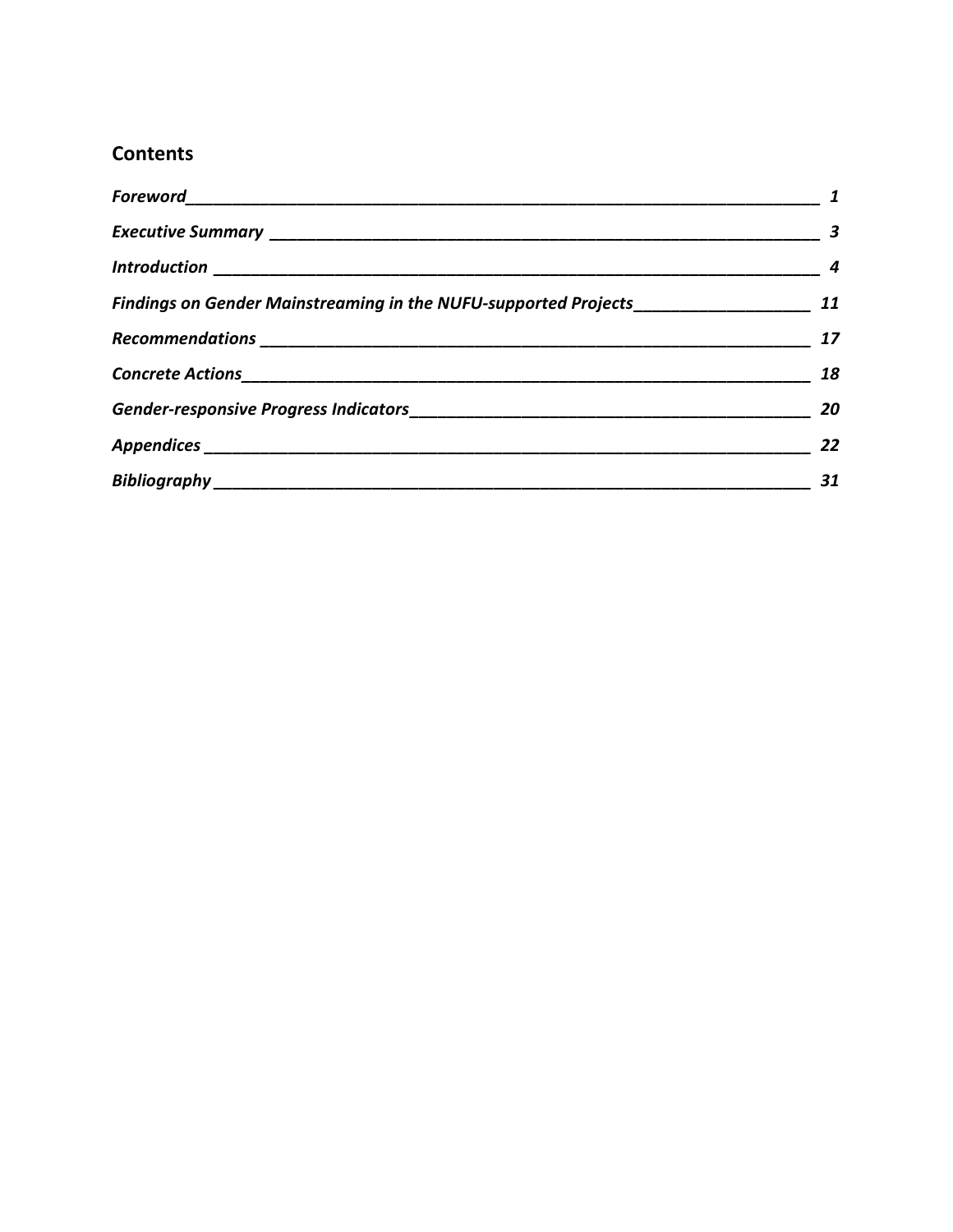## Contents

*Foreword* 1

*Executive Summary* 3

*Introduction* 4

*Findings on Gender Mainstreaming in the NUFU-supported Projects* 11

*Recommendations* 17

*Concrete Actions* 18

*Gender-responsive Progress Indicators* 20

*Appendices* 22

*Bibliography* 31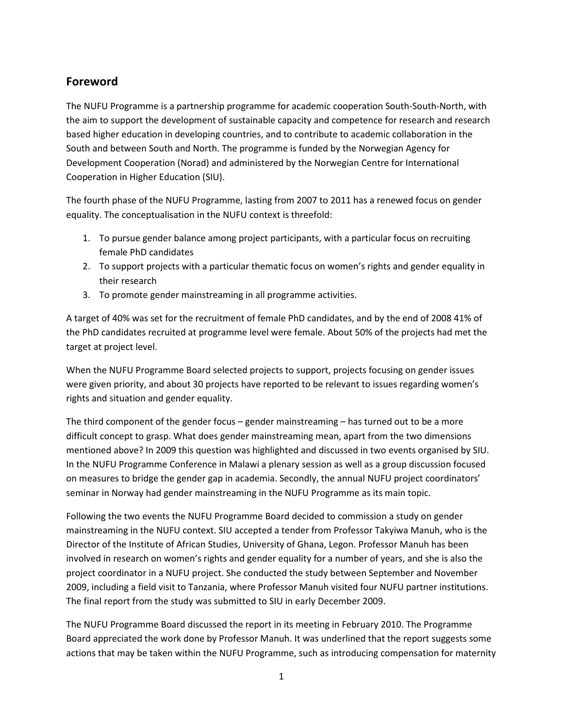## Foreword

The NUFU Programme is a partnership programme for academic cooperation South-South-North, with the aim to support the development of sustainable capacity and competence for research and research based higher education in developing countries, and to contribute to academic collaboration in the South and between South and North. The programme is funded by the Norwegian Agency for Development Cooperation (Norad) and administered by the Norwegian Centre for International Cooperation in Higher Education (SIU).

The fourth phase of the NUFU Programme, lasting from 2007 to 2011 has a renewed focus on gender equality. The conceptualisation in the NUFU context is threefold:

1. To pursue gender balance among project participants, with a particular focus on recruiting female PhD candidates
2. To support projects with a particular thematic focus on women's rights and gender equality in their research
3. To promote gender mainstreaming in all programme activities.

A target of 40% was set for the recruitment of female PhD candidates, and by the end of 2008 41% of the PhD candidates recruited at programme level were female. About 50% of the projects had met the target at project level.

When the NUFU Programme Board selected projects to support, projects focusing on gender issues were given priority, and about 30 projects have reported to be relevant to issues regarding women's rights and situation and gender equality.

The third component of the gender focus – gender mainstreaming – has turned out to be a more difficult concept to grasp. What does gender mainstreaming mean, apart from the two dimensions mentioned above? In 2009 this question was highlighted and discussed in two events organised by SIU. In the NUFU Programme Conference in Malawi a plenary session as well as a group discussion focused on measures to bridge the gender gap in academia. Secondly, the annual NUFU project coordinators' seminar in Norway had gender mainstreaming in the NUFU Programme as its main topic.

Following the two events the NUFU Programme Board decided to commission a study on gender mainstreaming in the NUFU context. SIU accepted a tender from Professor Takyiwa Manuh, who is the Director of the Institute of African Studies, University of Ghana, Legon. Professor Manuh has been involved in research on women's rights and gender equality for a number of years, and she is also the project coordinator in a NUFU project. She conducted the study between September and November 2009, including a field visit to Tanzania, where Professor Manuh visited four NUFU partner institutions. The final report from the study was submitted to SIU in early December 2009.

The NUFU Programme Board discussed the report in its meeting in February 2010. The Programme Board appreciated the work done by Professor Manuh. It was underlined that the report suggests some actions that may be taken within the NUFU Programme, such as introducing compensation for maternity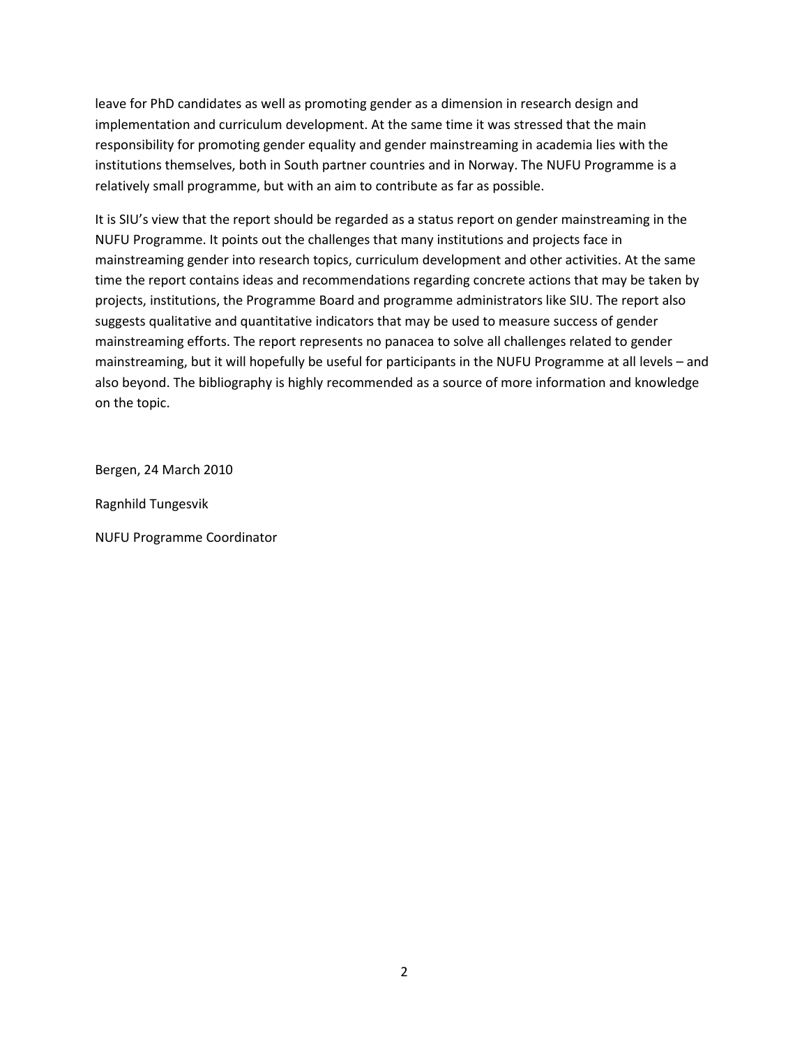leave for PhD candidates as well as promoting gender as a dimension in research design and implementation and curriculum development. At the same time it was stressed that the main responsibility for promoting gender equality and gender mainstreaming in academia lies with the institutions themselves, both in South partner countries and in Norway. The NUFU Programme is a relatively small programme, but with an aim to contribute as far as possible.

It is SIU's view that the report should be regarded as a status report on gender mainstreaming in the NUFU Programme. It points out the challenges that many institutions and projects face in mainstreaming gender into research topics, curriculum development and other activities. At the same time the report contains ideas and recommendations regarding concrete actions that may be taken by projects, institutions, the Programme Board and programme administrators like SIU. The report also suggests qualitative and quantitative indicators that may be used to measure success of gender mainstreaming efforts. The report represents no panacea to solve all challenges related to gender mainstreaming, but it will hopefully be useful for participants in the NUFU Programme at all levels – and also beyond. The bibliography is highly recommended as a source of more information and knowledge on the topic.

Bergen, 24 March 2010

Ragnhild Tungesvik

NUFU Programme Coordinator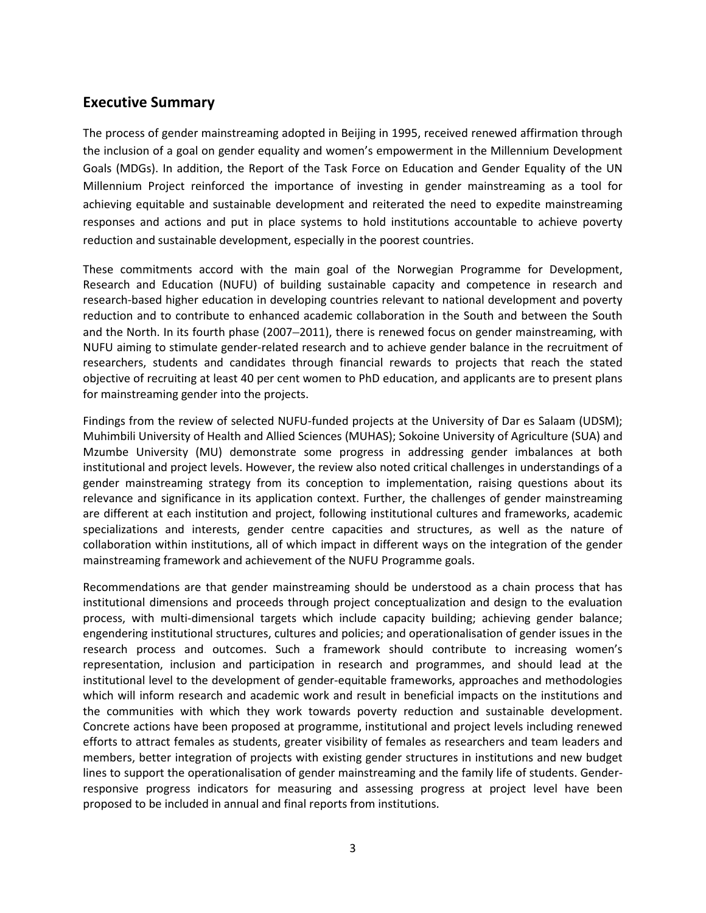## Executive Summary

The process of gender mainstreaming adopted in Beijing in 1995, received renewed affirmation through the inclusion of a goal on gender equality and women's empowerment in the Millennium Development Goals (MDGs). In addition, the Report of the Task Force on Education and Gender Equality of the UN Millennium Project reinforced the importance of investing in gender mainstreaming as a tool for achieving equitable and sustainable development and reiterated the need to expedite mainstreaming responses and actions and put in place systems to hold institutions accountable to achieve poverty reduction and sustainable development, especially in the poorest countries.

These commitments accord with the main goal of the Norwegian Programme for Development, Research and Education (NUFU) of building sustainable capacity and competence in research and research-based higher education in developing countries relevant to national development and poverty reduction and to contribute to enhanced academic collaboration in the South and between the South and the North. In its fourth phase (2007–2011), there is renewed focus on gender mainstreaming, with NUFU aiming to stimulate gender-related research and to achieve gender balance in the recruitment of researchers, students and candidates through financial rewards to projects that reach the stated objective of recruiting at least 40 per cent women to PhD education, and applicants are to present plans for mainstreaming gender into the projects.

Findings from the review of selected NUFU-funded projects at the University of Dar es Salaam (UDSM); Muhimbili University of Health and Allied Sciences (MUHAS); Sokoine University of Agriculture (SUA) and Mzumbe University (MU) demonstrate some progress in addressing gender imbalances at both institutional and project levels. However, the review also noted critical challenges in understandings of a gender mainstreaming strategy from its conception to implementation, raising questions about its relevance and significance in its application context. Further, the challenges of gender mainstreaming are different at each institution and project, following institutional cultures and frameworks, academic specializations and interests, gender centre capacities and structures, as well as the nature of collaboration within institutions, all of which impact in different ways on the integration of the gender mainstreaming framework and achievement of the NUFU Programme goals.

Recommendations are that gender mainstreaming should be understood as a chain process that has institutional dimensions and proceeds through project conceptualization and design to the evaluation process, with multi-dimensional targets which include capacity building; achieving gender balance; engendering institutional structures, cultures and policies; and operationalisation of gender issues in the research process and outcomes. Such a framework should contribute to increasing women's representation, inclusion and participation in research and programmes, and should lead at the institutional level to the development of gender-equitable frameworks, approaches and methodologies which will inform research and academic work and result in beneficial impacts on the institutions and the communities with which they work towards poverty reduction and sustainable development. Concrete actions have been proposed at programme, institutional and project levels including renewed efforts to attract females as students, greater visibility of females as researchers and team leaders and members, better integration of projects with existing gender structures in institutions and new budget lines to support the operationalisation of gender mainstreaming and the family life of students. Gender-responsive progress indicators for measuring and assessing progress at project level have been proposed to be included in annual and final reports from institutions.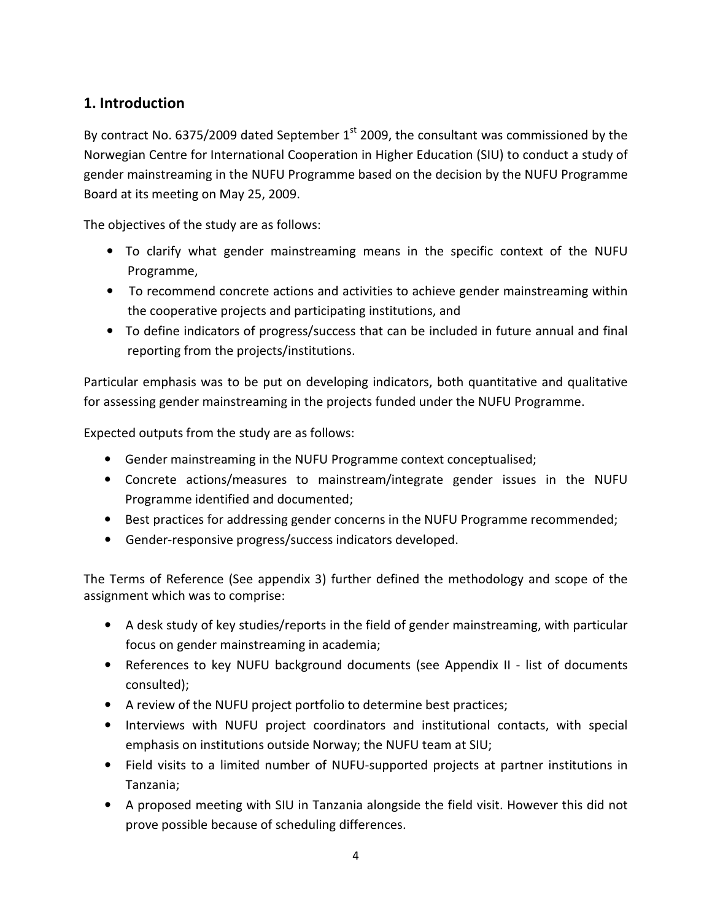## 1. Introduction

By contract No. 6375/2009 dated September 1st 2009, the consultant was commissioned by the Norwegian Centre for International Cooperation in Higher Education (SIU) to conduct a study of gender mainstreaming in the NUFU Programme based on the decision by the NUFU Programme Board at its meeting on May 25, 2009.

The objectives of the study are as follows:

- To clarify what gender mainstreaming means in the specific context of the NUFU Programme,
- To recommend concrete actions and activities to achieve gender mainstreaming within the cooperative projects and participating institutions, and
- To define indicators of progress/success that can be included in future annual and final reporting from the projects/institutions.

Particular emphasis was to be put on developing indicators, both quantitative and qualitative for assessing gender mainstreaming in the projects funded under the NUFU Programme.

Expected outputs from the study are as follows:

- Gender mainstreaming in the NUFU Programme context conceptualised;
- Concrete actions/measures to mainstream/integrate gender issues in the NUFU Programme identified and documented;
- Best practices for addressing gender concerns in the NUFU Programme recommended;
- Gender-responsive progress/success indicators developed.

The Terms of Reference (See appendix 3) further defined the methodology and scope of the assignment which was to comprise:

- A desk study of key studies/reports in the field of gender mainstreaming, with particular focus on gender mainstreaming in academia;
- References to key NUFU background documents (see Appendix II - list of documents consulted);
- A review of the NUFU project portfolio to determine best practices;
- Interviews with NUFU project coordinators and institutional contacts, with special emphasis on institutions outside Norway; the NUFU team at SIU;
- Field visits to a limited number of NUFU-supported projects at partner institutions in Tanzania;
- A proposed meeting with SIU in Tanzania alongside the field visit. However this did not prove possible because of scheduling differences.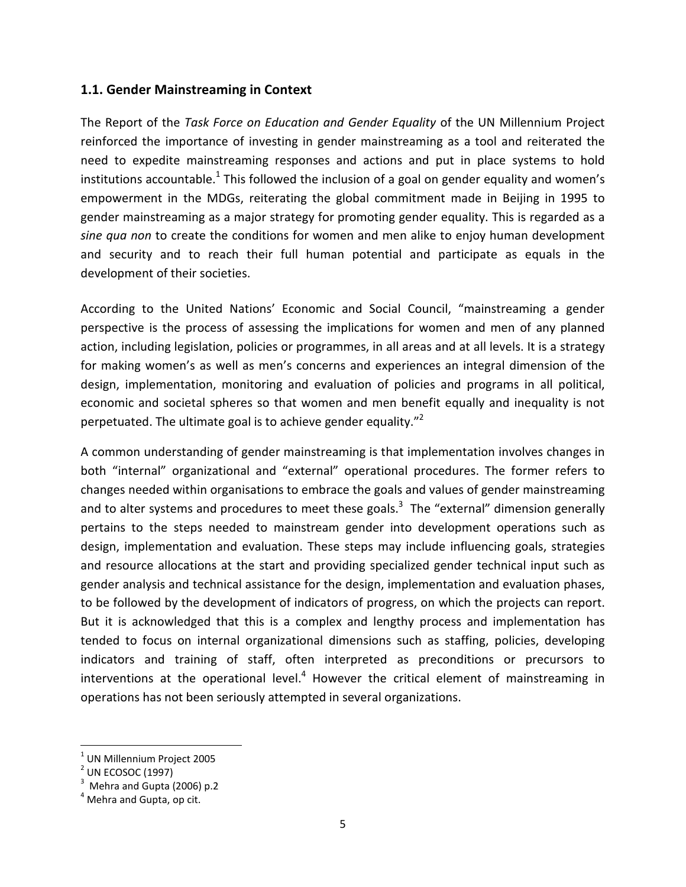## 1.1. Gender Mainstreaming in Context

The Report of the *Task Force on Education and Gender Equality* of the UN Millennium Project reinforced the importance of investing in gender mainstreaming as a tool and reiterated the need to expedite mainstreaming responses and actions and put in place systems to hold institutions accountable.[1] This followed the inclusion of a goal on gender equality and women's empowerment in the MDGs, reiterating the global commitment made in Beijing in 1995 to gender mainstreaming as a major strategy for promoting gender equality. This is regarded as a *sine qua non* to create the conditions for women and men alike to enjoy human development and security and to reach their full human potential and participate as equals in the development of their societies.

According to the United Nations' Economic and Social Council, "mainstreaming a gender perspective is the process of assessing the implications for women and men of any planned action, including legislation, policies or programmes, in all areas and at all levels. It is a strategy for making women's as well as men's concerns and experiences an integral dimension of the design, implementation, monitoring and evaluation of policies and programs in all political, economic and societal spheres so that women and men benefit equally and inequality is not perpetuated. The ultimate goal is to achieve gender equality."[2]

A common understanding of gender mainstreaming is that implementation involves changes in both "internal" organizational and "external" operational procedures. The former refers to changes needed within organisations to embrace the goals and values of gender mainstreaming and to alter systems and procedures to meet these goals.[3] The "external" dimension generally pertains to the steps needed to mainstream gender into development operations such as design, implementation and evaluation. These steps may include influencing goals, strategies and resource allocations at the start and providing specialized gender technical input such as gender analysis and technical assistance for the design, implementation and evaluation phases, to be followed by the development of indicators of progress, on which the projects can report. But it is acknowledged that this is a complex and lengthy process and implementation has tended to focus on internal organizational dimensions such as staffing, policies, developing indicators and training of staff, often interpreted as preconditions or precursors to interventions at the operational level.[4] However the critical element of mainstreaming in operations has not been seriously attempted in several organizations.

---

[1] UN Millennium Project 2005

[2] UN ECOSOC (1997)

[3] Mehra and Gupta (2006) p.2

[4] Mehra and Gupta, op cit.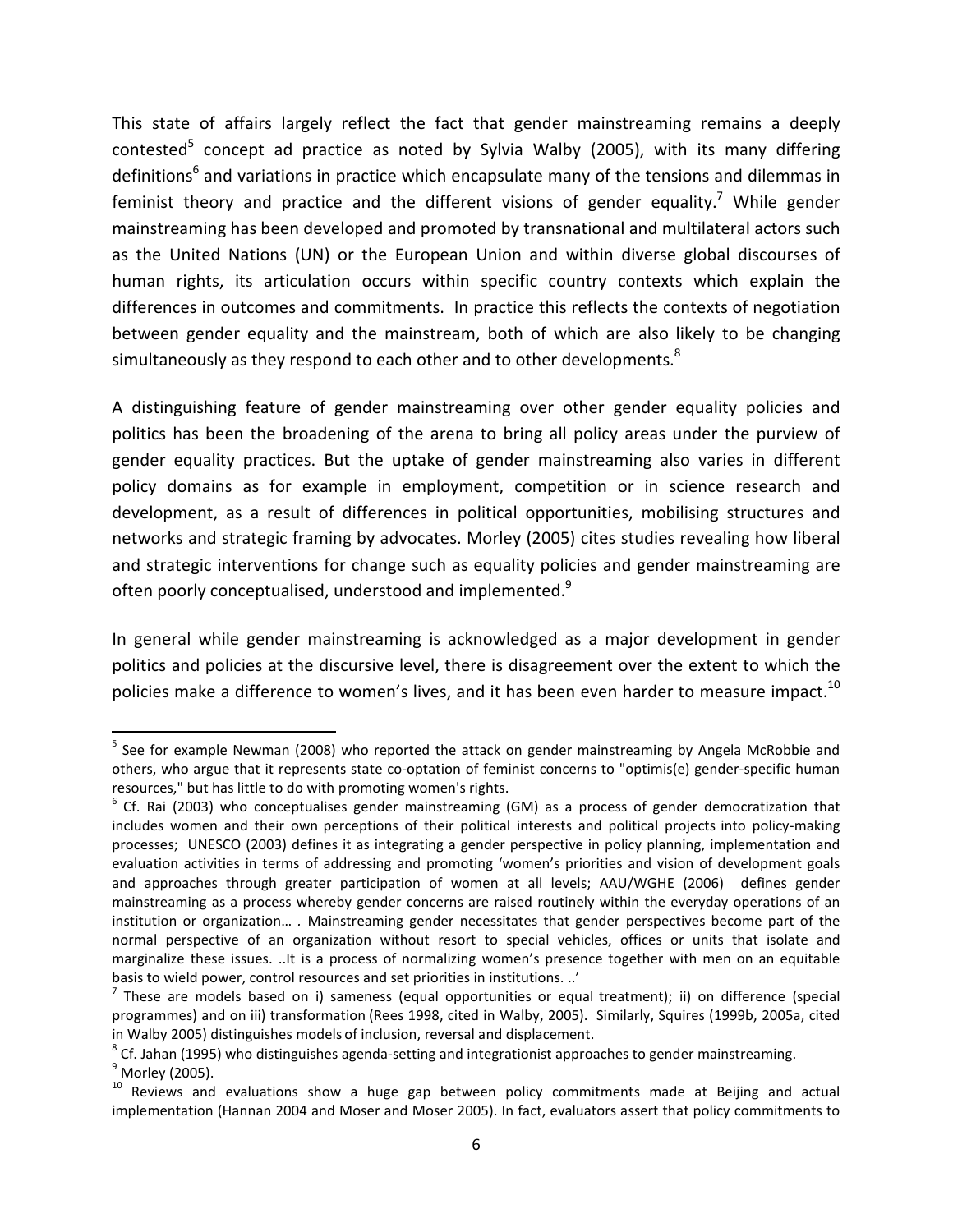This state of affairs largely reflect the fact that gender mainstreaming remains a deeply contested[5] concept ad practice as noted by Sylvia Walby (2005), with its many differing definitions[6] and variations in practice which encapsulate many of the tensions and dilemmas in feminist theory and practice and the different visions of gender equality.[7] While gender mainstreaming has been developed and promoted by transnational and multilateral actors such as the United Nations (UN) or the European Union and within diverse global discourses of human rights, its articulation occurs within specific country contexts which explain the differences in outcomes and commitments. In practice this reflects the contexts of negotiation between gender equality and the mainstream, both of which are also likely to be changing simultaneously as they respond to each other and to other developments.[8]

A distinguishing feature of gender mainstreaming over other gender equality policies and politics has been the broadening of the arena to bring all policy areas under the purview of gender equality practices. But the uptake of gender mainstreaming also varies in different policy domains as for example in employment, competition or in science research and development, as a result of differences in political opportunities, mobilising structures and networks and strategic framing by advocates. Morley (2005) cites studies revealing how liberal and strategic interventions for change such as equality policies and gender mainstreaming are often poorly conceptualised, understood and implemented.[9]

In general while gender mainstreaming is acknowledged as a major development in gender politics and policies at the discursive level, there is disagreement over the extent to which the policies make a difference to women's lives, and it has been even harder to measure impact.[10]

---

[5] See for example Newman (2008) who reported the attack on gender mainstreaming by Angela McRobbie and others, who argue that it represents state co-optation of feminist concerns to "optimis(e) gender-specific human resources," but has little to do with promoting women's rights.

[6] Cf. Rai (2003) who conceptualises gender mainstreaming (GM) as a process of gender democratization that includes women and their own perceptions of their political interests and political projects into policy-making processes; UNESCO (2003) defines it as integrating a gender perspective in policy planning, implementation and evaluation activities in terms of addressing and promoting 'women's priorities and vision of development goals and approaches through greater participation of women at all levels; AAU/WGHE (2006) defines gender mainstreaming as a process whereby gender concerns are raised routinely within the everyday operations of an institution or organization… . Mainstreaming gender necessitates that gender perspectives become part of the normal perspective of an organization without resort to special vehicles, offices or units that isolate and marginalize these issues. ..It is a process of normalizing women's presence together with men on an equitable basis to wield power, control resources and set priorities in institutions. ..'

[7] These are models based on i) sameness (equal opportunities or equal treatment); ii) on difference (special programmes) and on iii) transformation (Rees 1998, cited in Walby, 2005). Similarly, Squires (1999b, 2005a, cited in Walby 2005) distinguishes models of inclusion, reversal and displacement.

[8] Cf. Jahan (1995) who distinguishes agenda-setting and integrationist approaches to gender mainstreaming.

[9] Morley (2005).

[10] Reviews and evaluations show a huge gap between policy commitments made at Beijing and actual implementation (Hannan 2004 and Moser and Moser 2005). In fact, evaluators assert that policy commitments to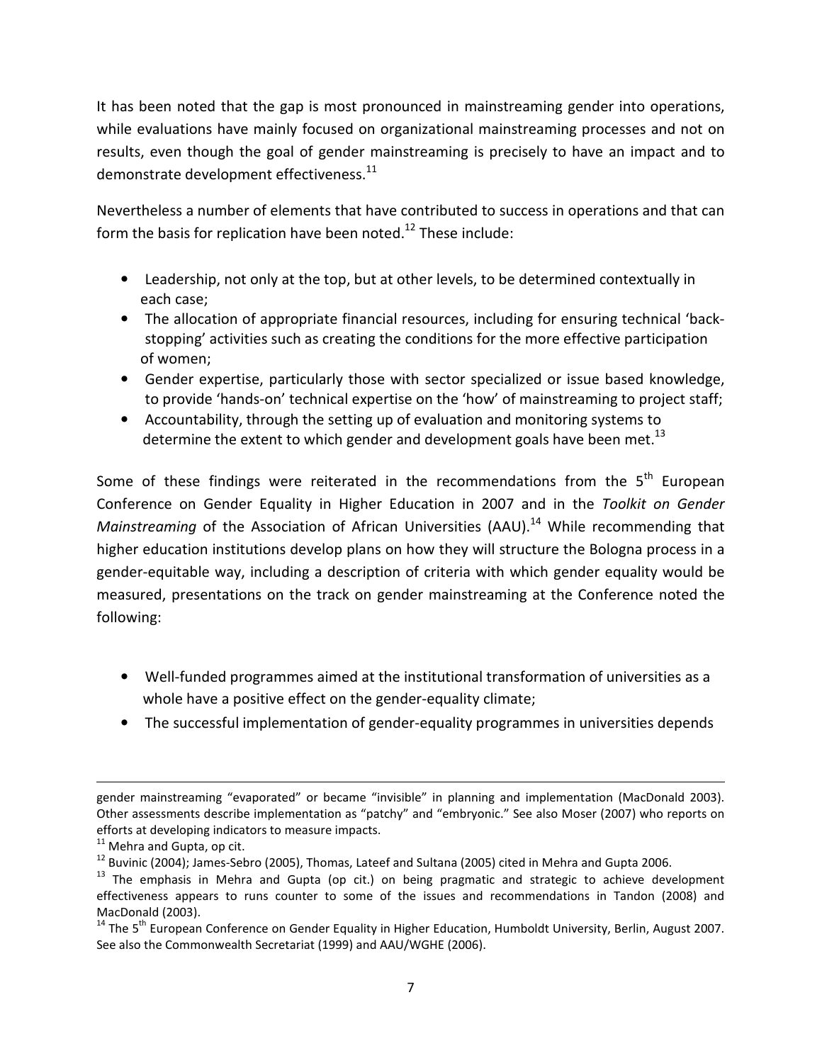It has been noted that the gap is most pronounced in mainstreaming gender into operations, while evaluations have mainly focused on organizational mainstreaming processes and not on results, even though the goal of gender mainstreaming is precisely to have an impact and to demonstrate development effectiveness.[11]

Nevertheless a number of elements that have contributed to success in operations and that can form the basis for replication have been noted.[12] These include:

- Leadership, not only at the top, but at other levels, to be determined contextually in each case;
- The allocation of appropriate financial resources, including for ensuring technical 'back-stopping' activities such as creating the conditions for the more effective participation of women;
- Gender expertise, particularly those with sector specialized or issue based knowledge, to provide 'hands-on' technical expertise on the 'how' of mainstreaming to project staff;
- Accountability, through the setting up of evaluation and monitoring systems to determine the extent to which gender and development goals have been met.[13]

Some of these findings were reiterated in the recommendations from the 5th European Conference on Gender Equality in Higher Education in 2007 and in the *Toolkit on Gender Mainstreaming* of the Association of African Universities (AAU).[14] While recommending that higher education institutions develop plans on how they will structure the Bologna process in a gender-equitable way, including a description of criteria with which gender equality would be measured, presentations on the track on gender mainstreaming at the Conference noted the following:

- Well-funded programmes aimed at the institutional transformation of universities as a whole have a positive effect on the gender-equality climate;
- The successful implementation of gender-equality programmes in universities depends

---

gender mainstreaming "evaporated" or became "invisible" in planning and implementation (MacDonald 2003). Other assessments describe implementation as "patchy" and "embryonic." See also Moser (2007) who reports on efforts at developing indicators to measure impacts.

[11] Mehra and Gupta, op cit.

[12] Buvinic (2004); James-Sebro (2005), Thomas, Lateef and Sultana (2005) cited in Mehra and Gupta 2006.

[13] The emphasis in Mehra and Gupta (op cit.) on being pragmatic and strategic to achieve development effectiveness appears to runs counter to some of the issues and recommendations in Tandon (2008) and MacDonald (2003).

[14] The 5th European Conference on Gender Equality in Higher Education, Humboldt University, Berlin, August 2007. See also the Commonwealth Secretariat (1999) and AAU/WGHE (2006).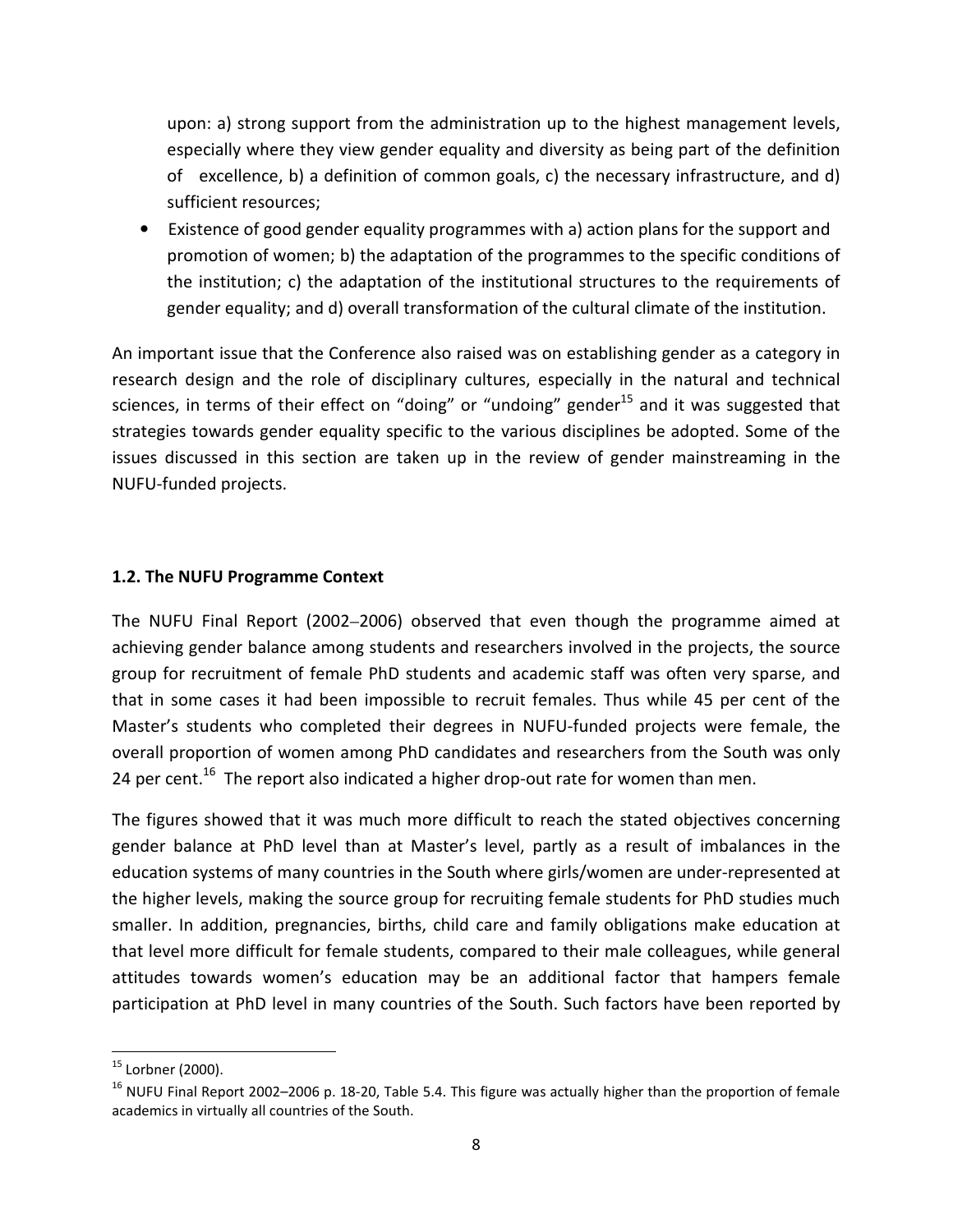upon: a) strong support from the administration up to the highest management levels, especially where they view gender equality and diversity as being part of the definition of excellence, b) a definition of common goals, c) the necessary infrastructure, and d) sufficient resources;

- Existence of good gender equality programmes with a) action plans for the support and promotion of women; b) the adaptation of the programmes to the specific conditions of the institution; c) the adaptation of the institutional structures to the requirements of gender equality; and d) overall transformation of the cultural climate of the institution.

An important issue that the Conference also raised was on establishing gender as a category in research design and the role of disciplinary cultures, especially in the natural and technical sciences, in terms of their effect on "doing" or "undoing" gender[15] and it was suggested that strategies towards gender equality specific to the various disciplines be adopted. Some of the issues discussed in this section are taken up in the review of gender mainstreaming in the NUFU-funded projects.

### 1.2. The NUFU Programme Context

The NUFU Final Report (2002–2006) observed that even though the programme aimed at achieving gender balance among students and researchers involved in the projects, the source group for recruitment of female PhD students and academic staff was often very sparse, and that in some cases it had been impossible to recruit females. Thus while 45 per cent of the Master's students who completed their degrees in NUFU-funded projects were female, the overall proportion of women among PhD candidates and researchers from the South was only 24 per cent.[16] The report also indicated a higher drop-out rate for women than men.

The figures showed that it was much more difficult to reach the stated objectives concerning gender balance at PhD level than at Master's level, partly as a result of imbalances in the education systems of many countries in the South where girls/women are under-represented at the higher levels, making the source group for recruiting female students for PhD studies much smaller. In addition, pregnancies, births, child care and family obligations make education at that level more difficult for female students, compared to their male colleagues, while general attitudes towards women's education may be an additional factor that hampers female participation at PhD level in many countries of the South. Such factors have been reported by

---

[15] Lorbner (2000).

[16] NUFU Final Report 2002–2006 p. 18-20, Table 5.4. This figure was actually higher than the proportion of female academics in virtually all countries of the South.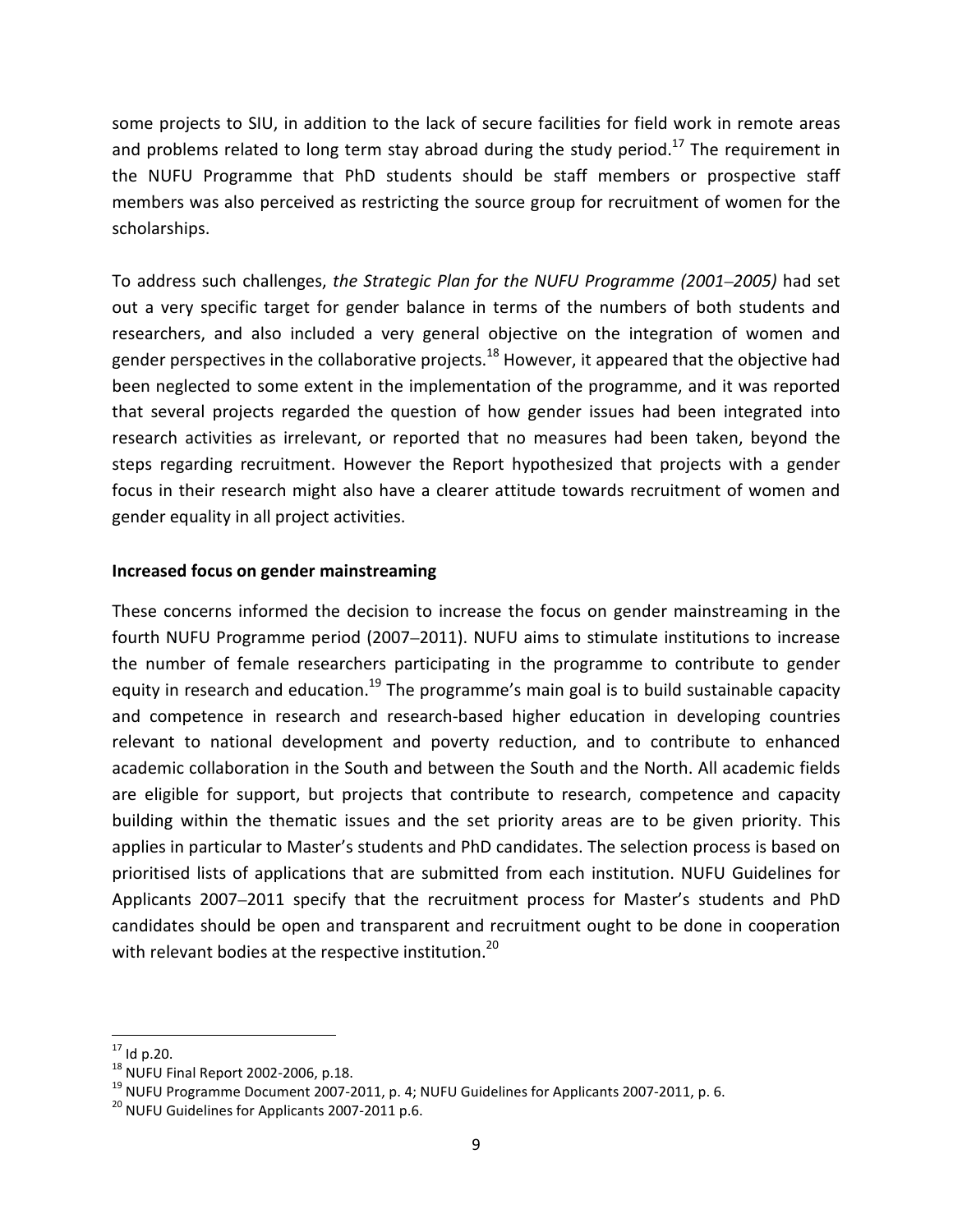some projects to SIU, in addition to the lack of secure facilities for field work in remote areas and problems related to long term stay abroad during the study period.[17] The requirement in the NUFU Programme that PhD students should be staff members or prospective staff members was also perceived as restricting the source group for recruitment of women for the scholarships.

To address such challenges, *the Strategic Plan for the NUFU Programme (2001–2005)* had set out a very specific target for gender balance in terms of the numbers of both students and researchers, and also included a very general objective on the integration of women and gender perspectives in the collaborative projects.[18] However, it appeared that the objective had been neglected to some extent in the implementation of the programme, and it was reported that several projects regarded the question of how gender issues had been integrated into research activities as irrelevant, or reported that no measures had been taken, beyond the steps regarding recruitment. However the Report hypothesized that projects with a gender focus in their research might also have a clearer attitude towards recruitment of women and gender equality in all project activities.

**Increased focus on gender mainstreaming**

These concerns informed the decision to increase the focus on gender mainstreaming in the fourth NUFU Programme period (2007–2011). NUFU aims to stimulate institutions to increase the number of female researchers participating in the programme to contribute to gender equity in research and education.[19] The programme's main goal is to build sustainable capacity and competence in research and research-based higher education in developing countries relevant to national development and poverty reduction, and to contribute to enhanced academic collaboration in the South and between the South and the North. All academic fields are eligible for support, but projects that contribute to research, competence and capacity building within the thematic issues and the set priority areas are to be given priority. This applies in particular to Master's students and PhD candidates. The selection process is based on prioritised lists of applications that are submitted from each institution. NUFU Guidelines for Applicants 2007–2011 specify that the recruitment process for Master's students and PhD candidates should be open and transparent and recruitment ought to be done in cooperation with relevant bodies at the respective institution.[20]

---

[17] Id p.20.

[18] NUFU Final Report 2002-2006, p.18.

[19] NUFU Programme Document 2007-2011, p. 4; NUFU Guidelines for Applicants 2007-2011, p. 6.

[20] NUFU Guidelines for Applicants 2007-2011 p.6.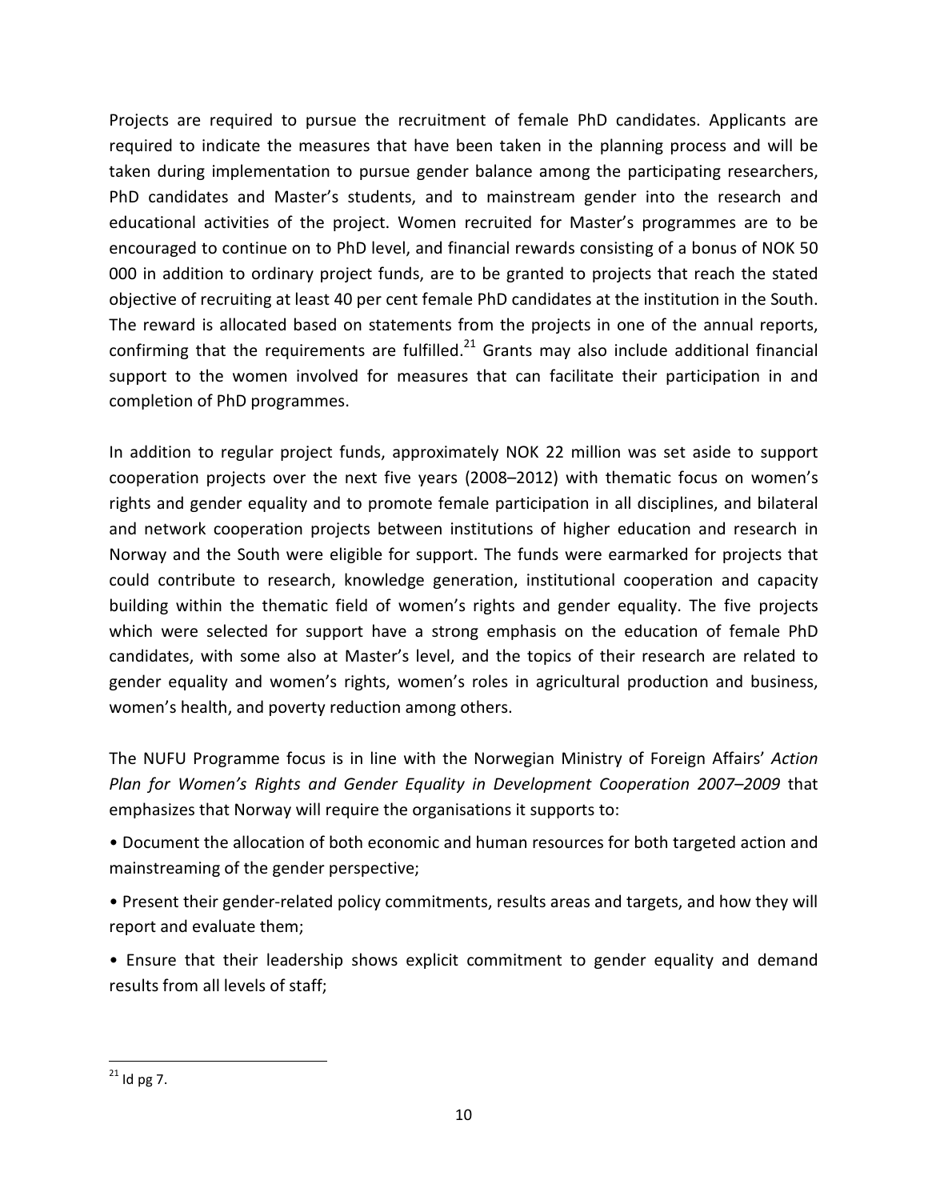Projects are required to pursue the recruitment of female PhD candidates. Applicants are required to indicate the measures that have been taken in the planning process and will be taken during implementation to pursue gender balance among the participating researchers, PhD candidates and Master's students, and to mainstream gender into the research and educational activities of the project. Women recruited for Master's programmes are to be encouraged to continue on to PhD level, and financial rewards consisting of a bonus of NOK 50 000 in addition to ordinary project funds, are to be granted to projects that reach the stated objective of recruiting at least 40 per cent female PhD candidates at the institution in the South. The reward is allocated based on statements from the projects in one of the annual reports, confirming that the requirements are fulfilled.[21] Grants may also include additional financial support to the women involved for measures that can facilitate their participation in and completion of PhD programmes.

In addition to regular project funds, approximately NOK 22 million was set aside to support cooperation projects over the next five years (2008–2012) with thematic focus on women's rights and gender equality and to promote female participation in all disciplines, and bilateral and network cooperation projects between institutions of higher education and research in Norway and the South were eligible for support. The funds were earmarked for projects that could contribute to research, knowledge generation, institutional cooperation and capacity building within the thematic field of women's rights and gender equality. The five projects which were selected for support have a strong emphasis on the education of female PhD candidates, with some also at Master's level, and the topics of their research are related to gender equality and women's rights, women's roles in agricultural production and business, women's health, and poverty reduction among others.

The NUFU Programme focus is in line with the Norwegian Ministry of Foreign Affairs' *Action Plan for Women's Rights and Gender Equality in Development Cooperation 2007–2009* that emphasizes that Norway will require the organisations it supports to:

- Document the allocation of both economic and human resources for both targeted action and mainstreaming of the gender perspective;
- Present their gender-related policy commitments, results areas and targets, and how they will report and evaluate them;
- Ensure that their leadership shows explicit commitment to gender equality and demand results from all levels of staff;

[21] Id pg 7.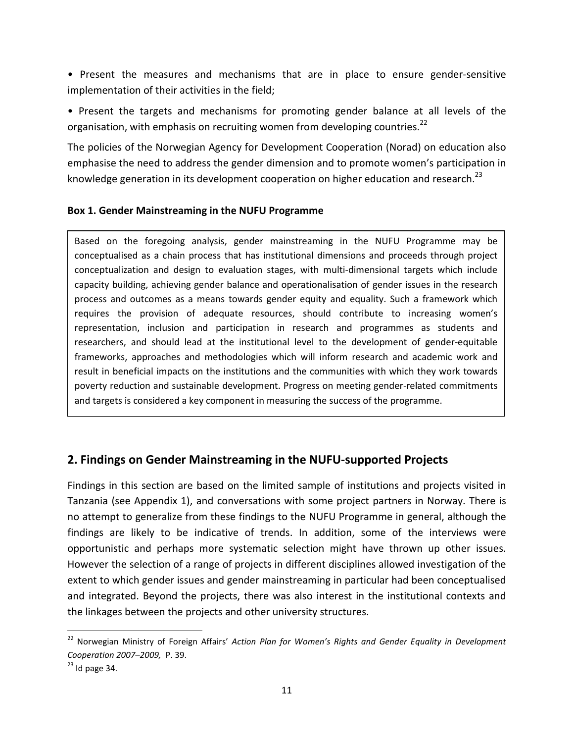- Present the measures and mechanisms that are in place to ensure gender-sensitive implementation of their activities in the field;
- Present the targets and mechanisms for promoting gender balance at all levels of the organisation, with emphasis on recruiting women from developing countries.[22]

The policies of the Norwegian Agency for Development Cooperation (Norad) on education also emphasise the need to address the gender dimension and to promote women's participation in knowledge generation in its development cooperation on higher education and research.[23]

**Box 1. Gender Mainstreaming in the NUFU Programme**

> Based on the foregoing analysis, gender mainstreaming in the NUFU Programme may be conceptualised as a chain process that has institutional dimensions and proceeds through project conceptualization and design to evaluation stages, with multi-dimensional targets which include capacity building, achieving gender balance and operationalisation of gender issues in the research process and outcomes as a means towards gender equity and equality. Such a framework which requires the provision of adequate resources, should contribute to increasing women's representation, inclusion and participation in research and programmes as students and researchers, and should lead at the institutional level to the development of gender-equitable frameworks, approaches and methodologies which will inform research and academic work and result in beneficial impacts on the institutions and the communities with which they work towards poverty reduction and sustainable development. Progress on meeting gender-related commitments and targets is considered a key component in measuring the success of the programme.

## 2. Findings on Gender Mainstreaming in the NUFU-supported Projects

Findings in this section are based on the limited sample of institutions and projects visited in Tanzania (see Appendix 1), and conversations with some project partners in Norway. There is no attempt to generalize from these findings to the NUFU Programme in general, although the findings are likely to be indicative of trends. In addition, some of the interviews were opportunistic and perhaps more systematic selection might have thrown up other issues. However the selection of a range of projects in different disciplines allowed investigation of the extent to which gender issues and gender mainstreaming in particular had been conceptualised and integrated. Beyond the projects, there was also interest in the institutional contexts and the linkages between the projects and other university structures.

---

[22] Norwegian Ministry of Foreign Affairs' *Action Plan for Women's Rights and Gender Equality in Development Cooperation 2007–2009,* P. 39.

[23] Id page 34.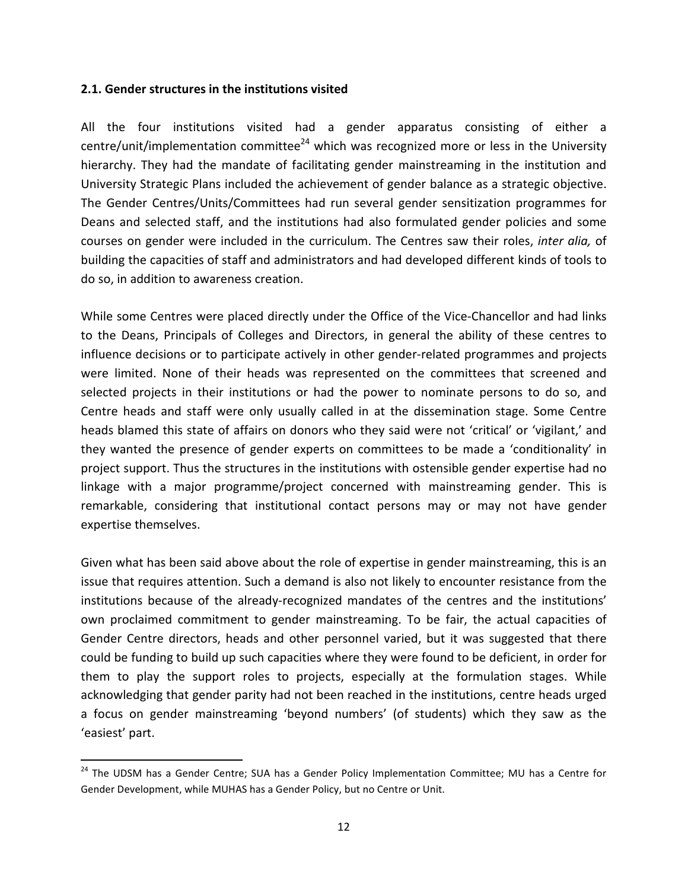### 2.1. Gender structures in the institutions visited

All the four institutions visited had a gender apparatus consisting of either a centre/unit/implementation committee[24] which was recognized more or less in the University hierarchy. They had the mandate of facilitating gender mainstreaming in the institution and University Strategic Plans included the achievement of gender balance as a strategic objective. The Gender Centres/Units/Committees had run several gender sensitization programmes for Deans and selected staff, and the institutions had also formulated gender policies and some courses on gender were included in the curriculum. The Centres saw their roles, *inter alia,* of building the capacities of staff and administrators and had developed different kinds of tools to do so, in addition to awareness creation.

While some Centres were placed directly under the Office of the Vice-Chancellor and had links to the Deans, Principals of Colleges and Directors, in general the ability of these centres to influence decisions or to participate actively in other gender-related programmes and projects were limited. None of their heads was represented on the committees that screened and selected projects in their institutions or had the power to nominate persons to do so, and Centre heads and staff were only usually called in at the dissemination stage. Some Centre heads blamed this state of affairs on donors who they said were not 'critical' or 'vigilant,' and they wanted the presence of gender experts on committees to be made a 'conditionality' in project support. Thus the structures in the institutions with ostensible gender expertise had no linkage with a major programme/project concerned with mainstreaming gender. This is remarkable, considering that institutional contact persons may or may not have gender expertise themselves.

Given what has been said above about the role of expertise in gender mainstreaming, this is an issue that requires attention. Such a demand is also not likely to encounter resistance from the institutions because of the already-recognized mandates of the centres and the institutions' own proclaimed commitment to gender mainstreaming. To be fair, the actual capacities of Gender Centre directors, heads and other personnel varied, but it was suggested that there could be funding to build up such capacities where they were found to be deficient, in order for them to play the support roles to projects, especially at the formulation stages. While acknowledging that gender parity had not been reached in the institutions, centre heads urged a focus on gender mainstreaming 'beyond numbers' (of students) which they saw as the 'easiest' part.

---

[24] The UDSM has a Gender Centre; SUA has a Gender Policy Implementation Committee; MU has a Centre for Gender Development, while MUHAS has a Gender Policy, but no Centre or Unit.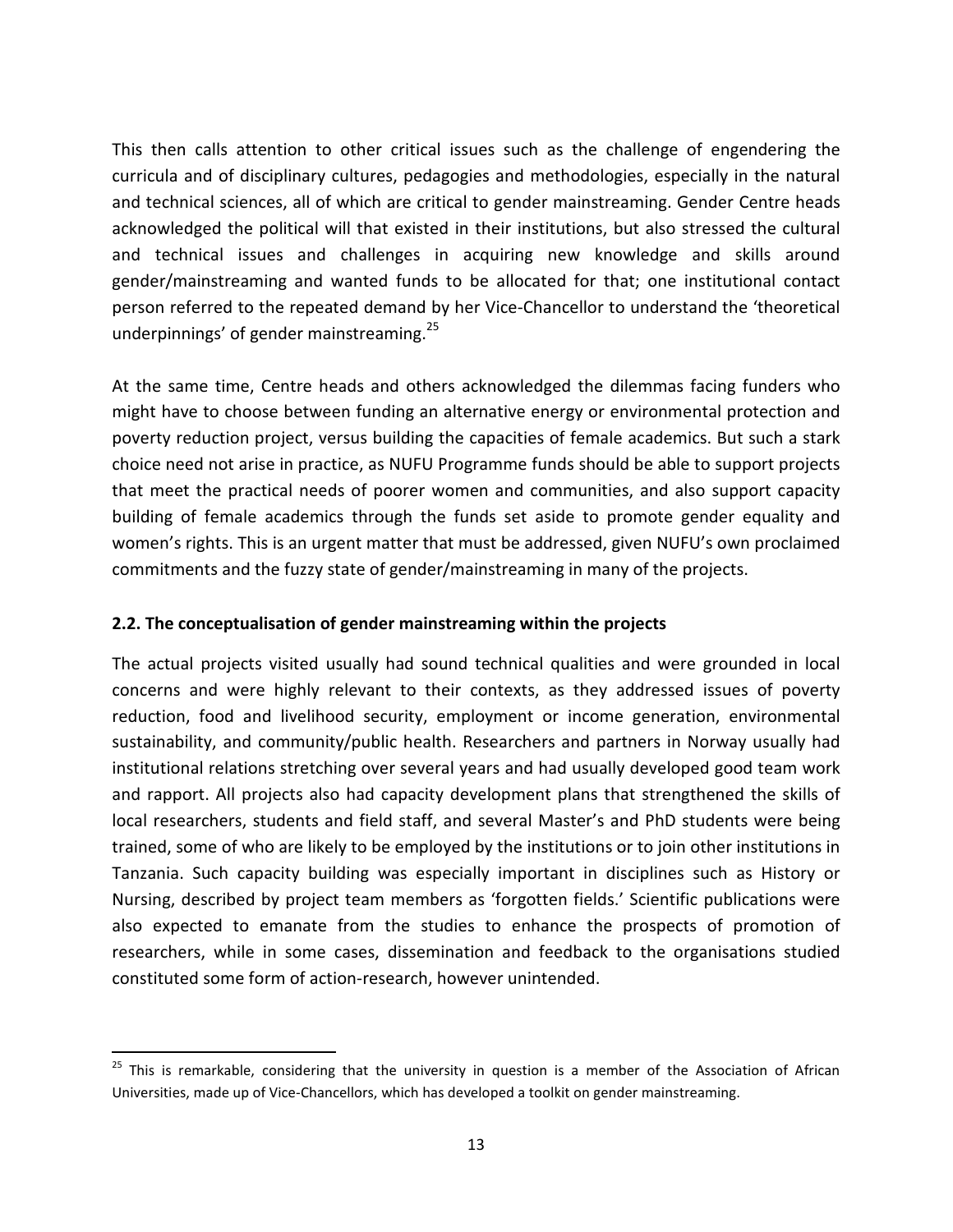This then calls attention to other critical issues such as the challenge of engendering the curricula and of disciplinary cultures, pedagogies and methodologies, especially in the natural and technical sciences, all of which are critical to gender mainstreaming. Gender Centre heads acknowledged the political will that existed in their institutions, but also stressed the cultural and technical issues and challenges in acquiring new knowledge and skills around gender/mainstreaming and wanted funds to be allocated for that; one institutional contact person referred to the repeated demand by her Vice-Chancellor to understand the 'theoretical underpinnings' of gender mainstreaming.[25]

At the same time, Centre heads and others acknowledged the dilemmas facing funders who might have to choose between funding an alternative energy or environmental protection and poverty reduction project, versus building the capacities of female academics. But such a stark choice need not arise in practice, as NUFU Programme funds should be able to support projects that meet the practical needs of poorer women and communities, and also support capacity building of female academics through the funds set aside to promote gender equality and women's rights. This is an urgent matter that must be addressed, given NUFU's own proclaimed commitments and the fuzzy state of gender/mainstreaming in many of the projects.

### 2.2. The conceptualisation of gender mainstreaming within the projects

The actual projects visited usually had sound technical qualities and were grounded in local concerns and were highly relevant to their contexts, as they addressed issues of poverty reduction, food and livelihood security, employment or income generation, environmental sustainability, and community/public health. Researchers and partners in Norway usually had institutional relations stretching over several years and had usually developed good team work and rapport. All projects also had capacity development plans that strengthened the skills of local researchers, students and field staff, and several Master's and PhD students were being trained, some of who are likely to be employed by the institutions or to join other institutions in Tanzania. Such capacity building was especially important in disciplines such as History or Nursing, described by project team members as 'forgotten fields.' Scientific publications were also expected to emanate from the studies to enhance the prospects of promotion of researchers, while in some cases, dissemination and feedback to the organisations studied constituted some form of action-research, however unintended.

---

[25] This is remarkable, considering that the university in question is a member of the Association of African Universities, made up of Vice-Chancellors, which has developed a toolkit on gender mainstreaming.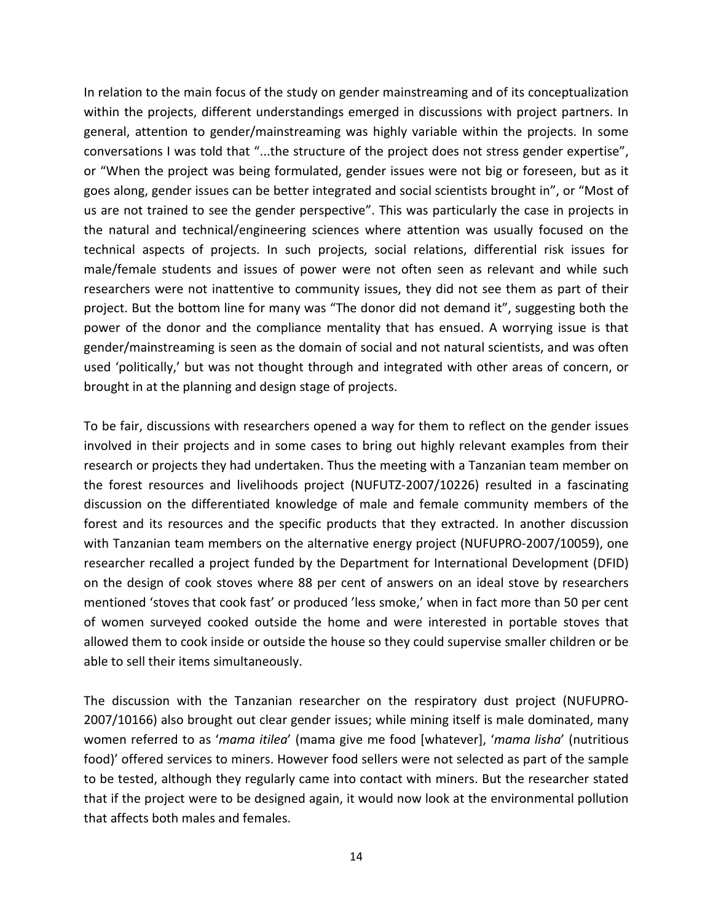In relation to the main focus of the study on gender mainstreaming and of its conceptualization within the projects, different understandings emerged in discussions with project partners. In general, attention to gender/mainstreaming was highly variable within the projects. In some conversations I was told that "...the structure of the project does not stress gender expertise", or "When the project was being formulated, gender issues were not big or foreseen, but as it goes along, gender issues can be better integrated and social scientists brought in", or "Most of us are not trained to see the gender perspective". This was particularly the case in projects in the natural and technical/engineering sciences where attention was usually focused on the technical aspects of projects. In such projects, social relations, differential risk issues for male/female students and issues of power were not often seen as relevant and while such researchers were not inattentive to community issues, they did not see them as part of their project. But the bottom line for many was "The donor did not demand it", suggesting both the power of the donor and the compliance mentality that has ensued. A worrying issue is that gender/mainstreaming is seen as the domain of social and not natural scientists, and was often used 'politically,' but was not thought through and integrated with other areas of concern, or brought in at the planning and design stage of projects.

To be fair, discussions with researchers opened a way for them to reflect on the gender issues involved in their projects and in some cases to bring out highly relevant examples from their research or projects they had undertaken. Thus the meeting with a Tanzanian team member on the forest resources and livelihoods project (NUFUTZ-2007/10226) resulted in a fascinating discussion on the differentiated knowledge of male and female community members of the forest and its resources and the specific products that they extracted. In another discussion with Tanzanian team members on the alternative energy project (NUFUPRO-2007/10059), one researcher recalled a project funded by the Department for International Development (DFID) on the design of cook stoves where 88 per cent of answers on an ideal stove by researchers mentioned 'stoves that cook fast' or produced 'less smoke,' when in fact more than 50 per cent of women surveyed cooked outside the home and were interested in portable stoves that allowed them to cook inside or outside the house so they could supervise smaller children or be able to sell their items simultaneously.

The discussion with the Tanzanian researcher on the respiratory dust project (NUFUPRO-2007/10166) also brought out clear gender issues; while mining itself is male dominated, many women referred to as '*mama itilea*' (mama give me food [whatever], '*mama lisha*' (nutritious food)' offered services to miners. However food sellers were not selected as part of the sample to be tested, although they regularly came into contact with miners. But the researcher stated that if the project were to be designed again, it would now look at the environmental pollution that affects both males and females.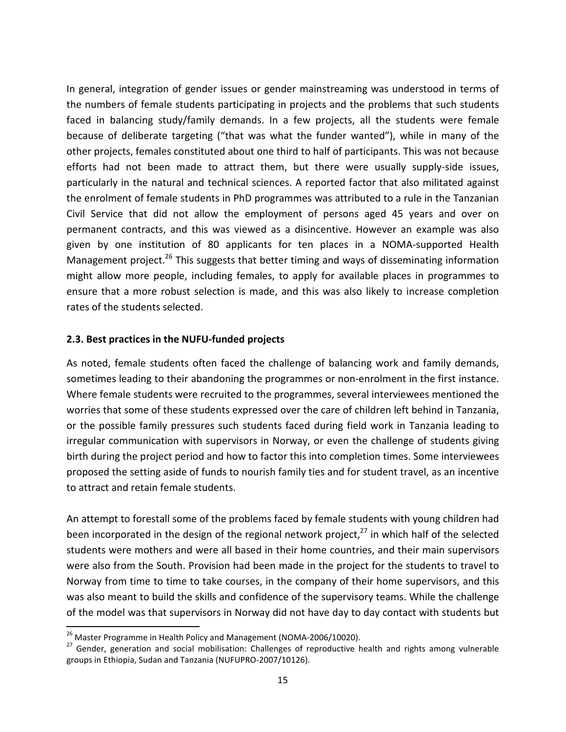In general, integration of gender issues or gender mainstreaming was understood in terms of the numbers of female students participating in projects and the problems that such students faced in balancing study/family demands. In a few projects, all the students were female because of deliberate targeting ("that was what the funder wanted"), while in many of the other projects, females constituted about one third to half of participants. This was not because efforts had not been made to attract them, but there were usually supply-side issues, particularly in the natural and technical sciences. A reported factor that also militated against the enrolment of female students in PhD programmes was attributed to a rule in the Tanzanian Civil Service that did not allow the employment of persons aged 45 years and over on permanent contracts, and this was viewed as a disincentive. However an example was also given by one institution of 80 applicants for ten places in a NOMA-supported Health Management project.[26] This suggests that better timing and ways of disseminating information might allow more people, including females, to apply for available places in programmes to ensure that a more robust selection is made, and this was also likely to increase completion rates of the students selected.

### 2.3. Best practices in the NUFU-funded projects

As noted, female students often faced the challenge of balancing work and family demands, sometimes leading to their abandoning the programmes or non-enrolment in the first instance. Where female students were recruited to the programmes, several interviewees mentioned the worries that some of these students expressed over the care of children left behind in Tanzania, or the possible family pressures such students faced during field work in Tanzania leading to irregular communication with supervisors in Norway, or even the challenge of students giving birth during the project period and how to factor this into completion times. Some interviewees proposed the setting aside of funds to nourish family ties and for student travel, as an incentive to attract and retain female students.

An attempt to forestall some of the problems faced by female students with young children had been incorporated in the design of the regional network project,[27] in which half of the selected students were mothers and were all based in their home countries, and their main supervisors were also from the South. Provision had been made in the project for the students to travel to Norway from time to time to take courses, in the company of their home supervisors, and this was also meant to build the skills and confidence of the supervisory teams. While the challenge of the model was that supervisors in Norway did not have day to day contact with students but

[26] Master Programme in Health Policy and Management (NOMA-2006/10020).

[27] Gender, generation and social mobilisation: Challenges of reproductive health and rights among vulnerable groups in Ethiopia, Sudan and Tanzania (NUFUPRO-2007/10126).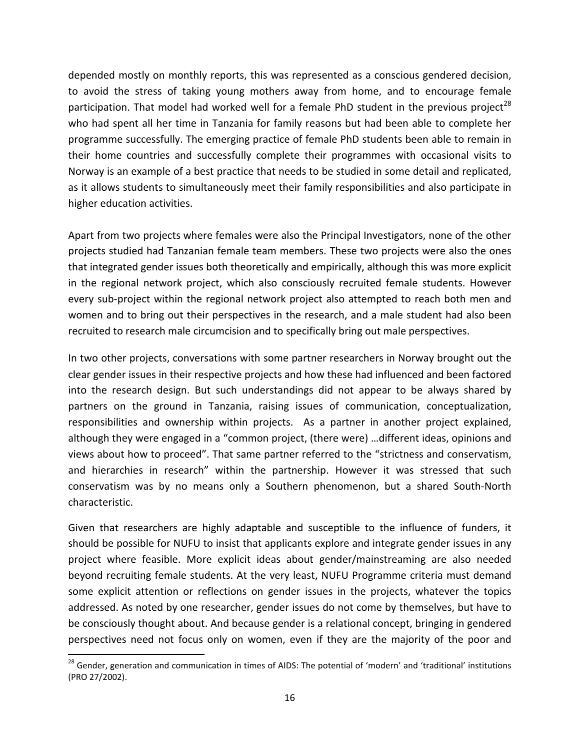depended mostly on monthly reports, this was represented as a conscious gendered decision, to avoid the stress of taking young mothers away from home, and to encourage female participation. That model had worked well for a female PhD student in the previous project[28] who had spent all her time in Tanzania for family reasons but had been able to complete her programme successfully. The emerging practice of female PhD students been able to remain in their home countries and successfully complete their programmes with occasional visits to Norway is an example of a best practice that needs to be studied in some detail and replicated, as it allows students to simultaneously meet their family responsibilities and also participate in higher education activities.

Apart from two projects where females were also the Principal Investigators, none of the other projects studied had Tanzanian female team members. These two projects were also the ones that integrated gender issues both theoretically and empirically, although this was more explicit in the regional network project, which also consciously recruited female students. However every sub-project within the regional network project also attempted to reach both men and women and to bring out their perspectives in the research, and a male student had also been recruited to research male circumcision and to specifically bring out male perspectives.

In two other projects, conversations with some partner researchers in Norway brought out the clear gender issues in their respective projects and how these had influenced and been factored into the research design. But such understandings did not appear to be always shared by partners on the ground in Tanzania, raising issues of communication, conceptualization, responsibilities and ownership within projects. As a partner in another project explained, although they were engaged in a "common project, (there were) …different ideas, opinions and views about how to proceed". That same partner referred to the "strictness and conservatism, and hierarchies in research" within the partnership. However it was stressed that such conservatism was by no means only a Southern phenomenon, but a shared South-North characteristic.

Given that researchers are highly adaptable and susceptible to the influence of funders, it should be possible for NUFU to insist that applicants explore and integrate gender issues in any project where feasible. More explicit ideas about gender/mainstreaming are also needed beyond recruiting female students. At the very least, NUFU Programme criteria must demand some explicit attention or reflections on gender issues in the projects, whatever the topics addressed. As noted by one researcher, gender issues do not come by themselves, but have to be consciously thought about. And because gender is a relational concept, bringing in gendered perspectives need not focus only on women, even if they are the majority of the poor and

[28] Gender, generation and communication in times of AIDS: The potential of 'modern' and 'traditional' institutions (PRO 27/2002).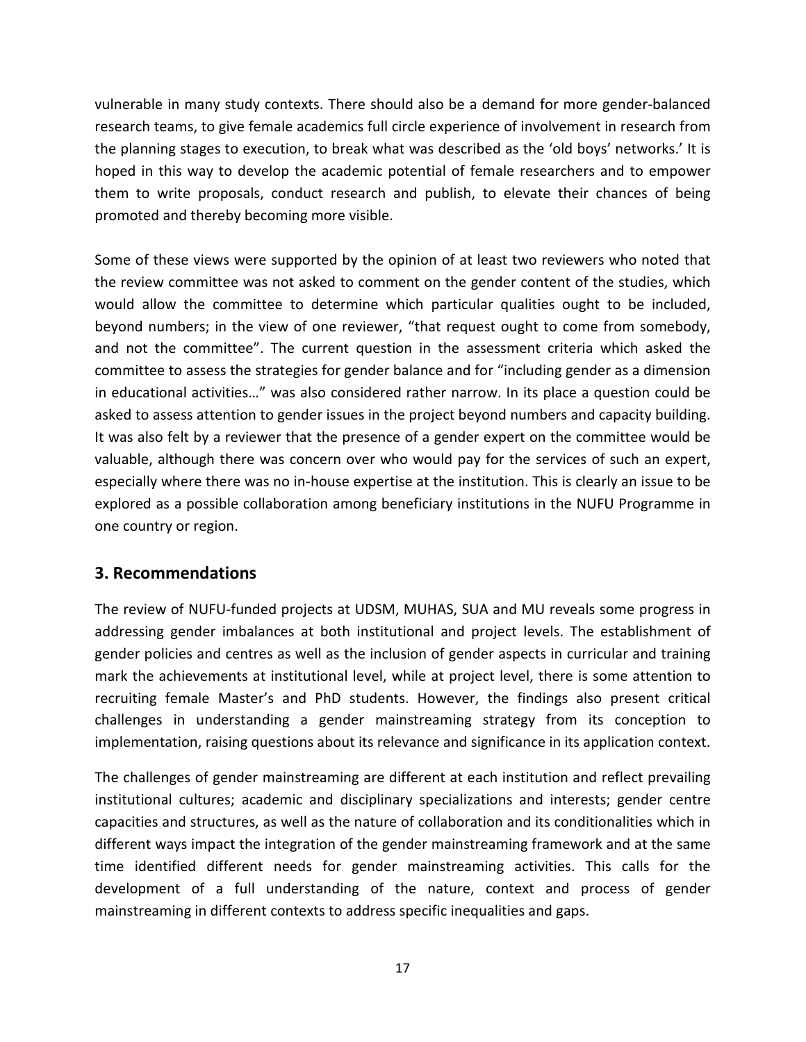vulnerable in many study contexts. There should also be a demand for more gender-balanced research teams, to give female academics full circle experience of involvement in research from the planning stages to execution, to break what was described as the 'old boys' networks.' It is hoped in this way to develop the academic potential of female researchers and to empower them to write proposals, conduct research and publish, to elevate their chances of being promoted and thereby becoming more visible.

Some of these views were supported by the opinion of at least two reviewers who noted that the review committee was not asked to comment on the gender content of the studies, which would allow the committee to determine which particular qualities ought to be included, beyond numbers; in the view of one reviewer, "that request ought to come from somebody, and not the committee". The current question in the assessment criteria which asked the committee to assess the strategies for gender balance and for "including gender as a dimension in educational activities…" was also considered rather narrow. In its place a question could be asked to assess attention to gender issues in the project beyond numbers and capacity building. It was also felt by a reviewer that the presence of a gender expert on the committee would be valuable, although there was concern over who would pay for the services of such an expert, especially where there was no in-house expertise at the institution. This is clearly an issue to be explored as a possible collaboration among beneficiary institutions in the NUFU Programme in one country or region.

## 3. Recommendations

The review of NUFU-funded projects at UDSM, MUHAS, SUA and MU reveals some progress in addressing gender imbalances at both institutional and project levels. The establishment of gender policies and centres as well as the inclusion of gender aspects in curricular and training mark the achievements at institutional level, while at project level, there is some attention to recruiting female Master's and PhD students. However, the findings also present critical challenges in understanding a gender mainstreaming strategy from its conception to implementation, raising questions about its relevance and significance in its application context.

The challenges of gender mainstreaming are different at each institution and reflect prevailing institutional cultures; academic and disciplinary specializations and interests; gender centre capacities and structures, as well as the nature of collaboration and its conditionalities which in different ways impact the integration of the gender mainstreaming framework and at the same time identified different needs for gender mainstreaming activities. This calls for the development of a full understanding of the nature, context and process of gender mainstreaming in different contexts to address specific inequalities and gaps.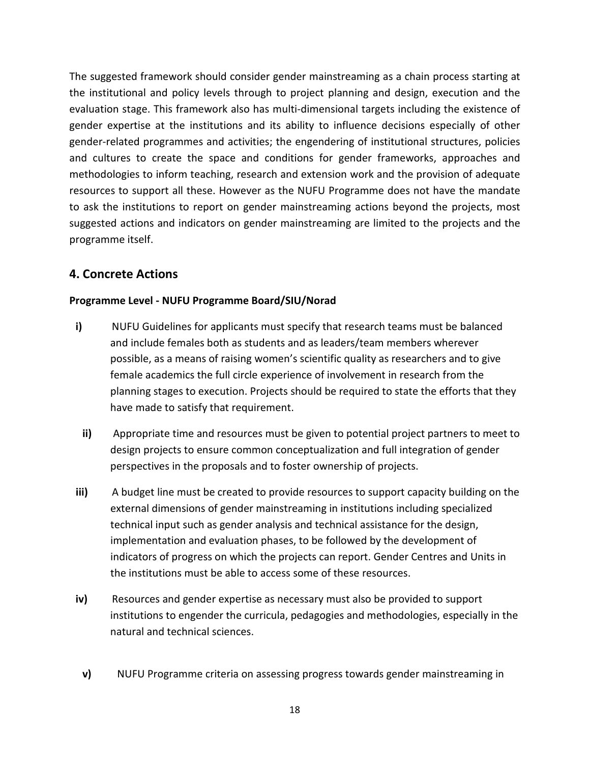The suggested framework should consider gender mainstreaming as a chain process starting at the institutional and policy levels through to project planning and design, execution and the evaluation stage. This framework also has multi-dimensional targets including the existence of gender expertise at the institutions and its ability to influence decisions especially of other gender-related programmes and activities; the engendering of institutional structures, policies and cultures to create the space and conditions for gender frameworks, approaches and methodologies to inform teaching, research and extension work and the provision of adequate resources to support all these. However as the NUFU Programme does not have the mandate to ask the institutions to report on gender mainstreaming actions beyond the projects, most suggested actions and indicators on gender mainstreaming are limited to the projects and the programme itself.

## 4. Concrete Actions

**Programme Level - NUFU Programme Board/SIU/Norad**

**i)** NUFU Guidelines for applicants must specify that research teams must be balanced and include females both as students and as leaders/team members wherever possible, as a means of raising women's scientific quality as researchers and to give female academics the full circle experience of involvement in research from the planning stages to execution. Projects should be required to state the efforts that they have made to satisfy that requirement.

**ii)** Appropriate time and resources must be given to potential project partners to meet to design projects to ensure common conceptualization and full integration of gender perspectives in the proposals and to foster ownership of projects.

**iii)** A budget line must be created to provide resources to support capacity building on the external dimensions of gender mainstreaming in institutions including specialized technical input such as gender analysis and technical assistance for the design, implementation and evaluation phases, to be followed by the development of indicators of progress on which the projects can report. Gender Centres and Units in the institutions must be able to access some of these resources.

**iv)** Resources and gender expertise as necessary must also be provided to support institutions to engender the curricula, pedagogies and methodologies, especially in the natural and technical sciences.

**v)** NUFU Programme criteria on assessing progress towards gender mainstreaming in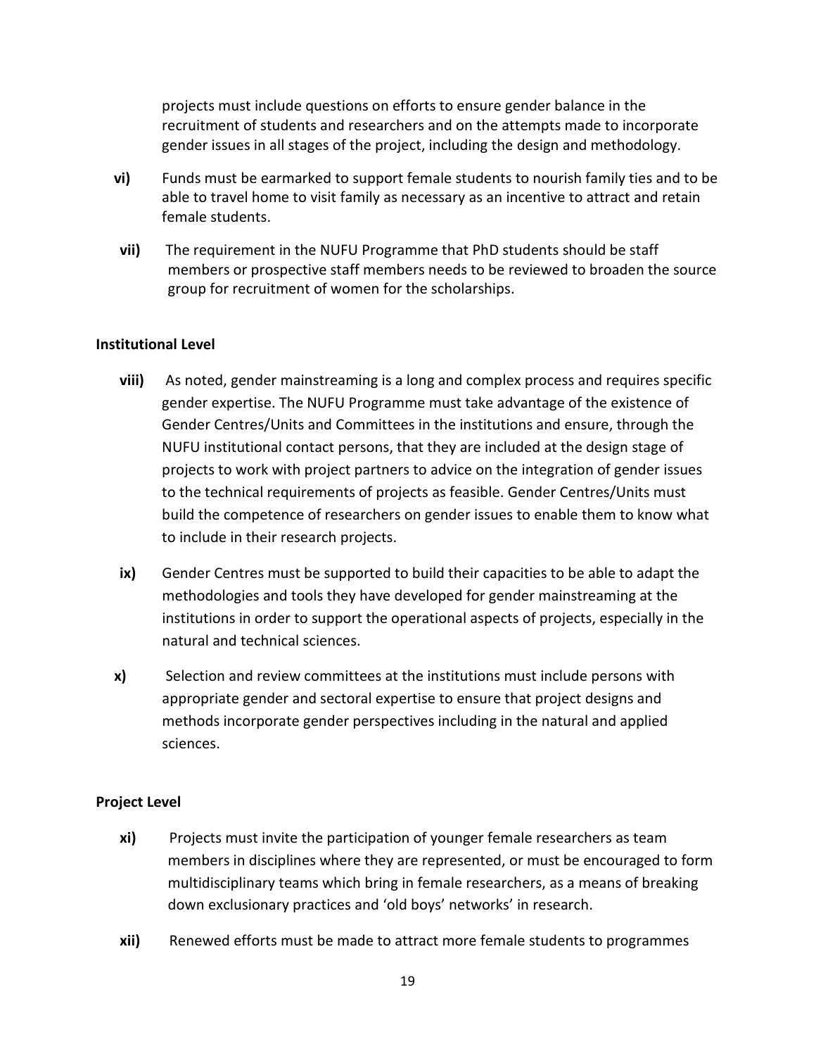projects must include questions on efforts to ensure gender balance in the recruitment of students and researchers and on the attempts made to incorporate gender issues in all stages of the project, including the design and methodology.

**vi)** Funds must be earmarked to support female students to nourish family ties and to be able to travel home to visit family as necessary as an incentive to attract and retain female students.

**vii)** The requirement in the NUFU Programme that PhD students should be staff members or prospective staff members needs to be reviewed to broaden the source group for recruitment of women for the scholarships.

**Institutional Level**

**viii)** As noted, gender mainstreaming is a long and complex process and requires specific gender expertise. The NUFU Programme must take advantage of the existence of Gender Centres/Units and Committees in the institutions and ensure, through the NUFU institutional contact persons, that they are included at the design stage of projects to work with project partners to advice on the integration of gender issues to the technical requirements of projects as feasible. Gender Centres/Units must build the competence of researchers on gender issues to enable them to know what to include in their research projects.

**ix)** Gender Centres must be supported to build their capacities to be able to adapt the methodologies and tools they have developed for gender mainstreaming at the institutions in order to support the operational aspects of projects, especially in the natural and technical sciences.

**x)** Selection and review committees at the institutions must include persons with appropriate gender and sectoral expertise to ensure that project designs and methods incorporate gender perspectives including in the natural and applied sciences.

**Project Level**

**xi)** Projects must invite the participation of younger female researchers as team members in disciplines where they are represented, or must be encouraged to form multidisciplinary teams which bring in female researchers, as a means of breaking down exclusionary practices and 'old boys' networks' in research.

**xii)** Renewed efforts must be made to attract more female students to programmes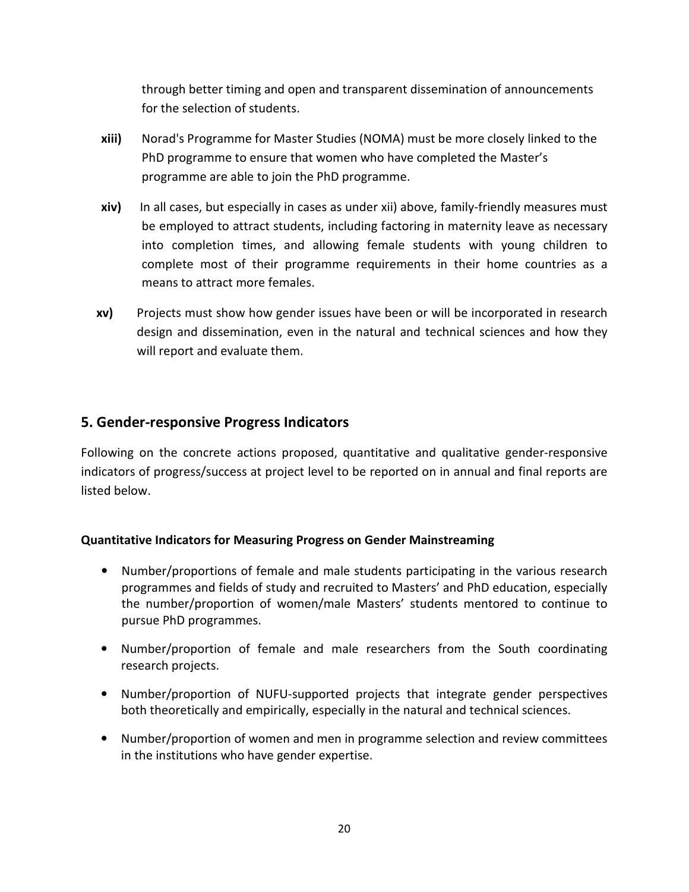through better timing and open and transparent dissemination of announcements for the selection of students.

**xiii)** Norad's Programme for Master Studies (NOMA) must be more closely linked to the PhD programme to ensure that women who have completed the Master's programme are able to join the PhD programme.

**xiv)** In all cases, but especially in cases as under xii) above, family-friendly measures must be employed to attract students, including factoring in maternity leave as necessary into completion times, and allowing female students with young children to complete most of their programme requirements in their home countries as a means to attract more females.

**xv)** Projects must show how gender issues have been or will be incorporated in research design and dissemination, even in the natural and technical sciences and how they will report and evaluate them.

## 5. Gender-responsive Progress Indicators

Following on the concrete actions proposed, quantitative and qualitative gender-responsive indicators of progress/success at project level to be reported on in annual and final reports are listed below.

**Quantitative Indicators for Measuring Progress on Gender Mainstreaming**

- Number/proportions of female and male students participating in the various research programmes and fields of study and recruited to Masters' and PhD education, especially the number/proportion of women/male Masters' students mentored to continue to pursue PhD programmes.
- Number/proportion of female and male researchers from the South coordinating research projects.
- Number/proportion of NUFU-supported projects that integrate gender perspectives both theoretically and empirically, especially in the natural and technical sciences.
- Number/proportion of women and men in programme selection and review committees in the institutions who have gender expertise.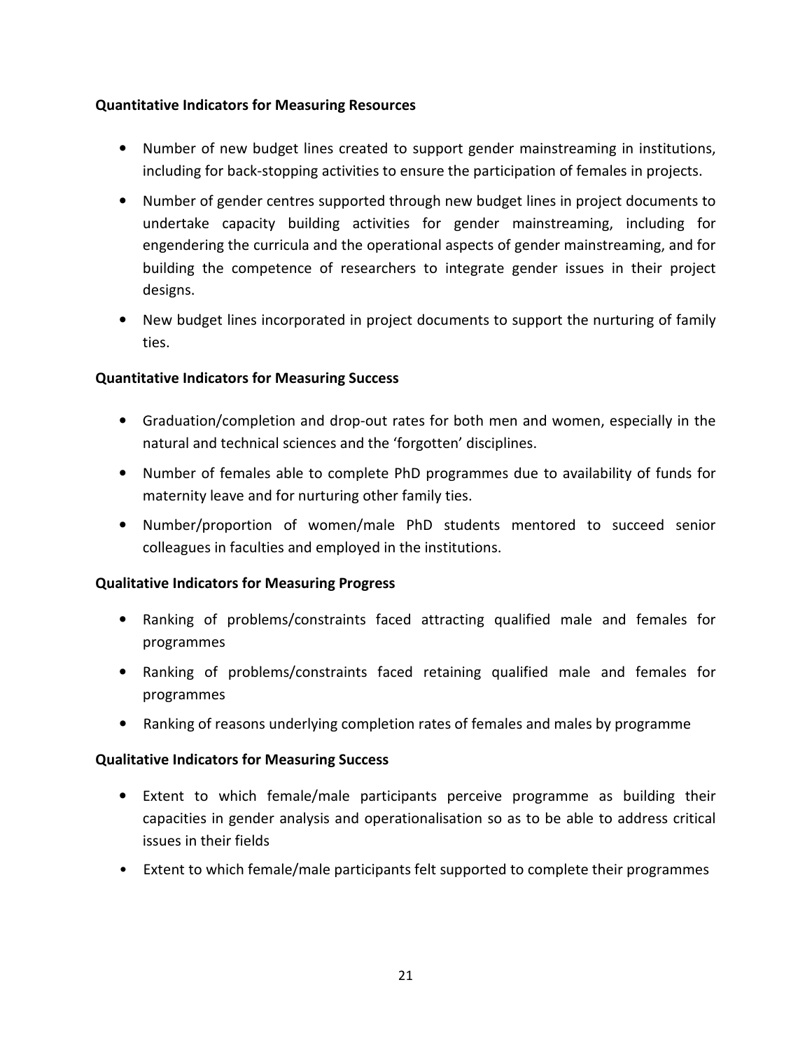**Quantitative Indicators for Measuring Resources**

- Number of new budget lines created to support gender mainstreaming in institutions, including for back-stopping activities to ensure the participation of females in projects.
- Number of gender centres supported through new budget lines in project documents to undertake capacity building activities for gender mainstreaming, including for engendering the curricula and the operational aspects of gender mainstreaming, and for building the competence of researchers to integrate gender issues in their project designs.
- New budget lines incorporated in project documents to support the nurturing of family ties.

**Quantitative Indicators for Measuring Success**

- Graduation/completion and drop-out rates for both men and women, especially in the natural and technical sciences and the 'forgotten' disciplines.
- Number of females able to complete PhD programmes due to availability of funds for maternity leave and for nurturing other family ties.
- Number/proportion of women/male PhD students mentored to succeed senior colleagues in faculties and employed in the institutions.

**Qualitative Indicators for Measuring Progress**

- Ranking of problems/constraints faced attracting qualified male and females for programmes
- Ranking of problems/constraints faced retaining qualified male and females for programmes
- Ranking of reasons underlying completion rates of females and males by programme

**Qualitative Indicators for Measuring Success**

- Extent to which female/male participants perceive programme as building their capacities in gender analysis and operationalisation so as to be able to address critical issues in their fields
- Extent to which female/male participants felt supported to complete their programmes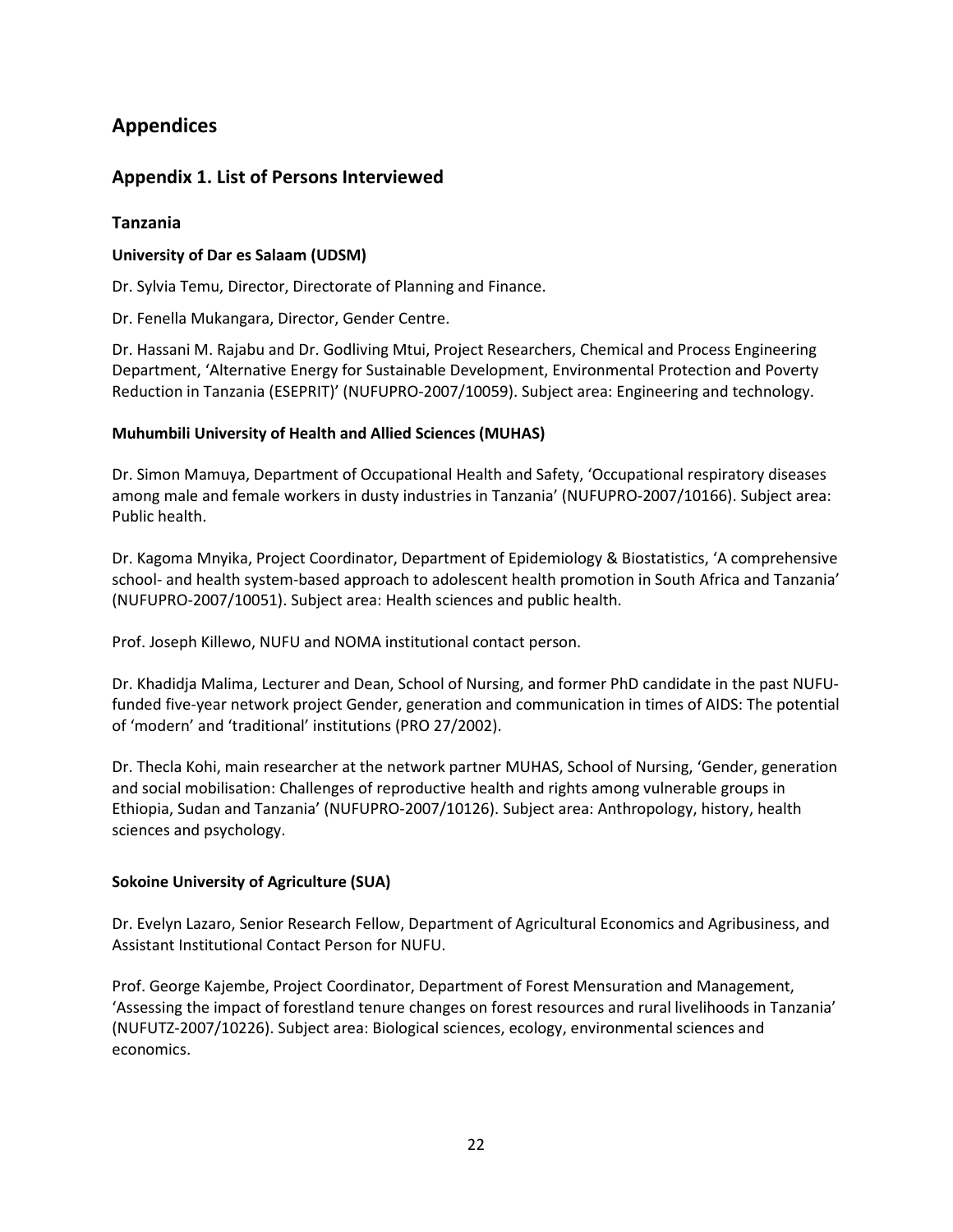# Appendices

## Appendix 1. List of Persons Interviewed

### Tanzania

#### University of Dar es Salaam (UDSM)

Dr. Sylvia Temu, Director, Directorate of Planning and Finance.

Dr. Fenella Mukangara, Director, Gender Centre.

Dr. Hassani M. Rajabu and Dr. Godliving Mtui, Project Researchers, Chemical and Process Engineering Department, 'Alternative Energy for Sustainable Development, Environmental Protection and Poverty Reduction in Tanzania (ESEPRIT)' (NUFUPRO-2007/10059). Subject area: Engineering and technology.

#### Muhumbili University of Health and Allied Sciences (MUHAS)

Dr. Simon Mamuya, Department of Occupational Health and Safety, 'Occupational respiratory diseases among male and female workers in dusty industries in Tanzania' (NUFUPRO-2007/10166). Subject area: Public health.

Dr. Kagoma Mnyika, Project Coordinator, Department of Epidemiology & Biostatistics, 'A comprehensive school- and health system-based approach to adolescent health promotion in South Africa and Tanzania' (NUFUPRO-2007/10051). Subject area: Health sciences and public health.

Prof. Joseph Killewo, NUFU and NOMA institutional contact person.

Dr. Khadidja Malima, Lecturer and Dean, School of Nursing, and former PhD candidate in the past NUFU-funded five-year network project Gender, generation and communication in times of AIDS: The potential of 'modern' and 'traditional' institutions (PRO 27/2002).

Dr. Thecla Kohi, main researcher at the network partner MUHAS, School of Nursing, 'Gender, generation and social mobilisation: Challenges of reproductive health and rights among vulnerable groups in Ethiopia, Sudan and Tanzania' (NUFUPRO-2007/10126). Subject area: Anthropology, history, health sciences and psychology.

#### Sokoine University of Agriculture (SUA)

Dr. Evelyn Lazaro, Senior Research Fellow, Department of Agricultural Economics and Agribusiness, and Assistant Institutional Contact Person for NUFU.

Prof. George Kajembe, Project Coordinator, Department of Forest Mensuration and Management, 'Assessing the impact of forestland tenure changes on forest resources and rural livelihoods in Tanzania' (NUFUTZ-2007/10226). Subject area: Biological sciences, ecology, environmental sciences and economics.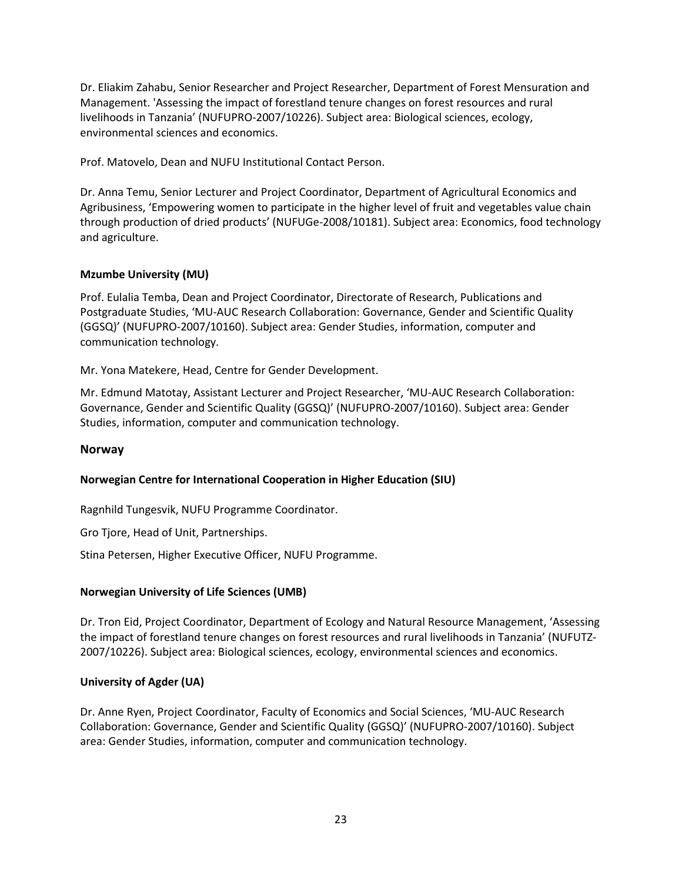Dr. Eliakim Zahabu, Senior Researcher and Project Researcher, Department of Forest Mensuration and Management. 'Assessing the impact of forestland tenure changes on forest resources and rural livelihoods in Tanzania' (NUFUPRO-2007/10226). Subject area: Biological sciences, ecology, environmental sciences and economics.

Prof. Matovelo, Dean and NUFU Institutional Contact Person.

Dr. Anna Temu, Senior Lecturer and Project Coordinator, Department of Agricultural Economics and Agribusiness, 'Empowering women to participate in the higher level of fruit and vegetables value chain through production of dried products' (NUFUGe-2008/10181). Subject area: Economics, food technology and agriculture.

**Mzumbe University (MU)**

Prof. Eulalia Temba, Dean and Project Coordinator, Directorate of Research, Publications and Postgraduate Studies, 'MU-AUC Research Collaboration: Governance, Gender and Scientific Quality (GGSQ)' (NUFUPRO-2007/10160). Subject area: Gender Studies, information, computer and communication technology.

Mr. Yona Matekere, Head, Centre for Gender Development.

Mr. Edmund Matotay, Assistant Lecturer and Project Researcher, 'MU-AUC Research Collaboration: Governance, Gender and Scientific Quality (GGSQ)' (NUFUPRO-2007/10160). Subject area: Gender Studies, information, computer and communication technology.

## Norway

**Norwegian Centre for International Cooperation in Higher Education (SIU)**

Ragnhild Tungesvik, NUFU Programme Coordinator.

Gro Tjore, Head of Unit, Partnerships.

Stina Petersen, Higher Executive Officer, NUFU Programme.

**Norwegian University of Life Sciences (UMB)**

Dr. Tron Eid, Project Coordinator, Department of Ecology and Natural Resource Management, 'Assessing the impact of forestland tenure changes on forest resources and rural livelihoods in Tanzania' (NUFUTZ-2007/10226). Subject area: Biological sciences, ecology, environmental sciences and economics.

**University of Agder (UA)**

Dr. Anne Ryen, Project Coordinator, Faculty of Economics and Social Sciences, 'MU-AUC Research Collaboration: Governance, Gender and Scientific Quality (GGSQ)' (NUFUPRO-2007/10160). Subject area: Gender Studies, information, computer and communication technology.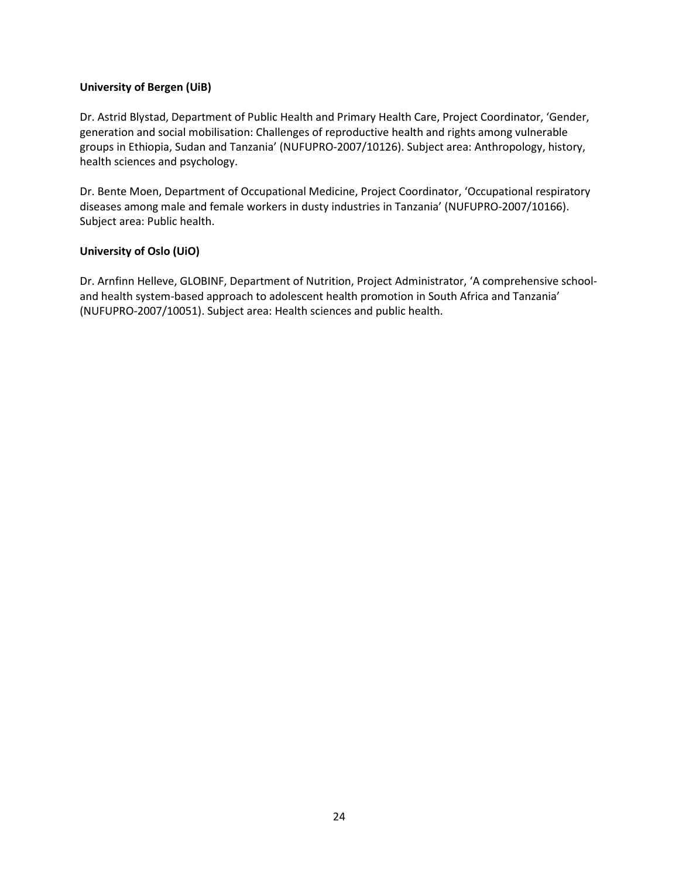**University of Bergen (UiB)**

Dr. Astrid Blystad, Department of Public Health and Primary Health Care, Project Coordinator, 'Gender, generation and social mobilisation: Challenges of reproductive health and rights among vulnerable groups in Ethiopia, Sudan and Tanzania' (NUFUPRO-2007/10126). Subject area: Anthropology, history, health sciences and psychology.

Dr. Bente Moen, Department of Occupational Medicine, Project Coordinator, 'Occupational respiratory diseases among male and female workers in dusty industries in Tanzania' (NUFUPRO-2007/10166). Subject area: Public health.

**University of Oslo (UiO)**

Dr. Arnfinn Helleve, GLOBINF, Department of Nutrition, Project Administrator, 'A comprehensive school- and health system-based approach to adolescent health promotion in South Africa and Tanzania' (NUFUPRO-2007/10051). Subject area: Health sciences and public health.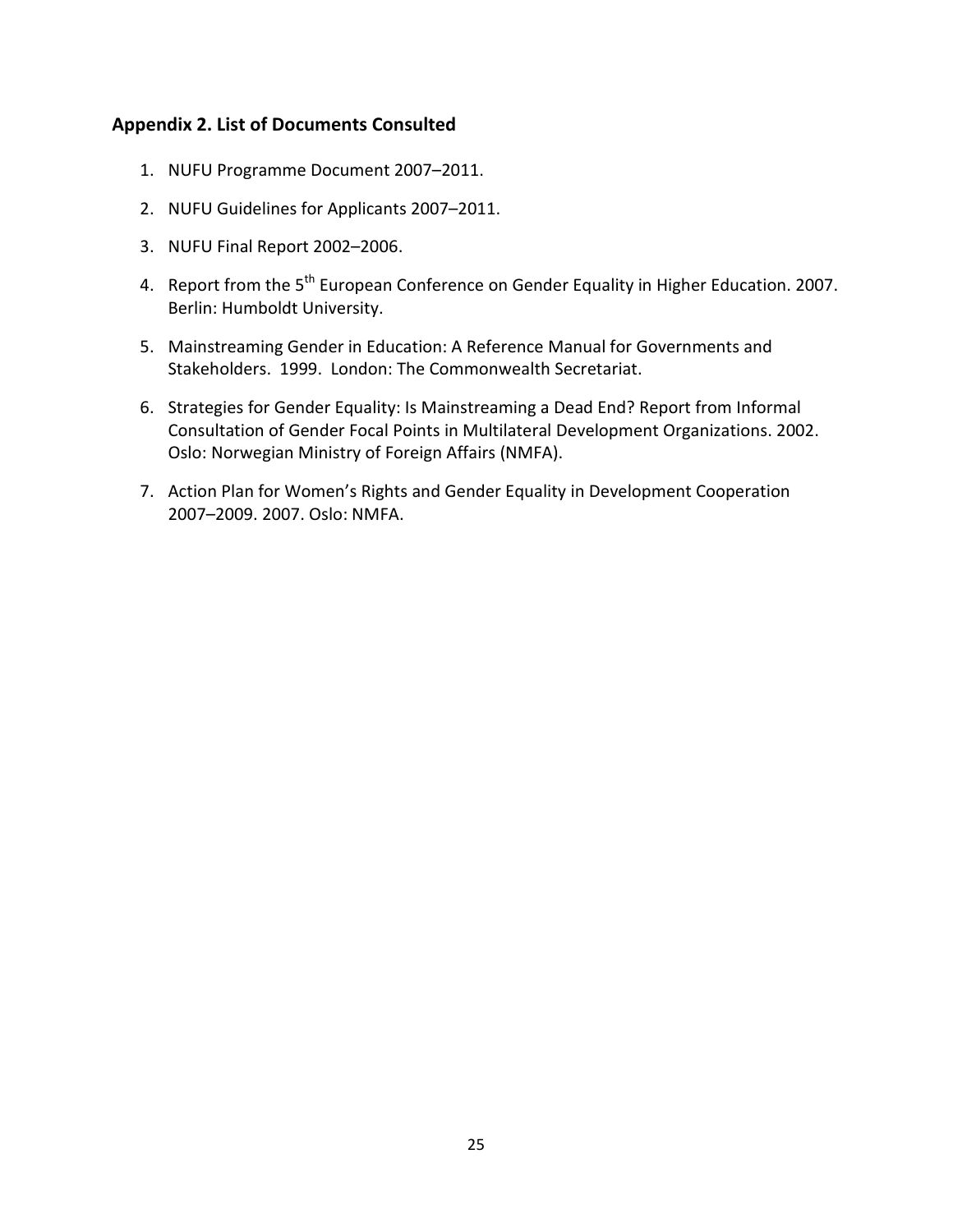## Appendix 2. List of Documents Consulted

1. NUFU Programme Document 2007–2011.
2. NUFU Guidelines for Applicants 2007–2011.
3. NUFU Final Report 2002–2006.
4. Report from the 5th European Conference on Gender Equality in Higher Education. 2007. Berlin: Humboldt University.
5. Mainstreaming Gender in Education: A Reference Manual for Governments and Stakeholders. 1999. London: The Commonwealth Secretariat.
6. Strategies for Gender Equality: Is Mainstreaming a Dead End? Report from Informal Consultation of Gender Focal Points in Multilateral Development Organizations. 2002. Oslo: Norwegian Ministry of Foreign Affairs (NMFA).
7. Action Plan for Women's Rights and Gender Equality in Development Cooperation 2007–2009. 2007. Oslo: NMFA.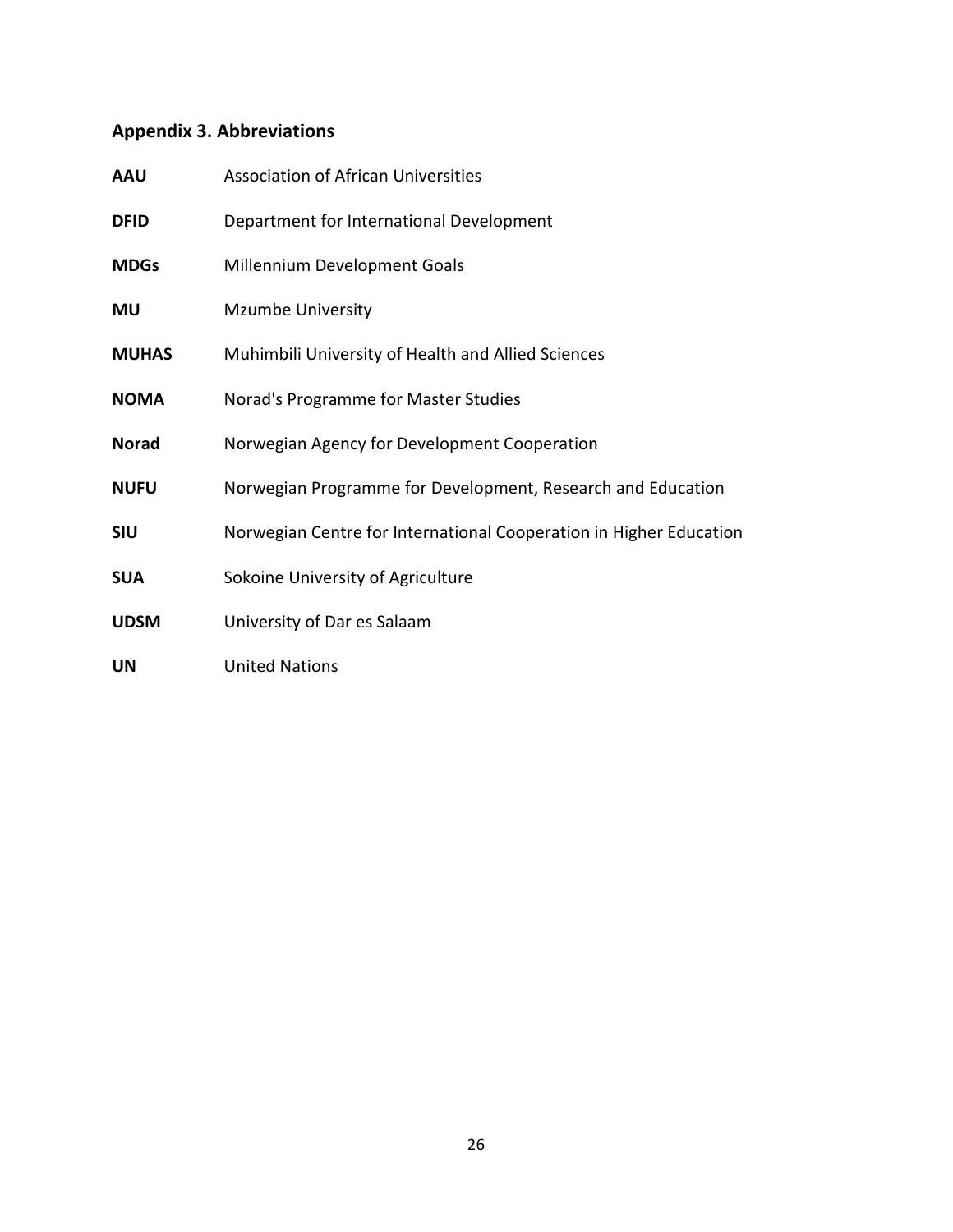## Appendix 3. Abbreviations

| | |
|---|---|
| **AAU** | Association of African Universities |
| **DFID** | Department for International Development |
| **MDGs** | Millennium Development Goals |
| **MU** | Mzumbe University |
| **MUHAS** | Muhimbili University of Health and Allied Sciences |
| **NOMA** | Norad's Programme for Master Studies |
| **Norad** | Norwegian Agency for Development Cooperation |
| **NUFU** | Norwegian Programme for Development, Research and Education |
| **SIU** | Norwegian Centre for International Cooperation in Higher Education |
| **SUA** | Sokoine University of Agriculture |
| **UDSM** | University of Dar es Salaam |
| **UN** | United Nations |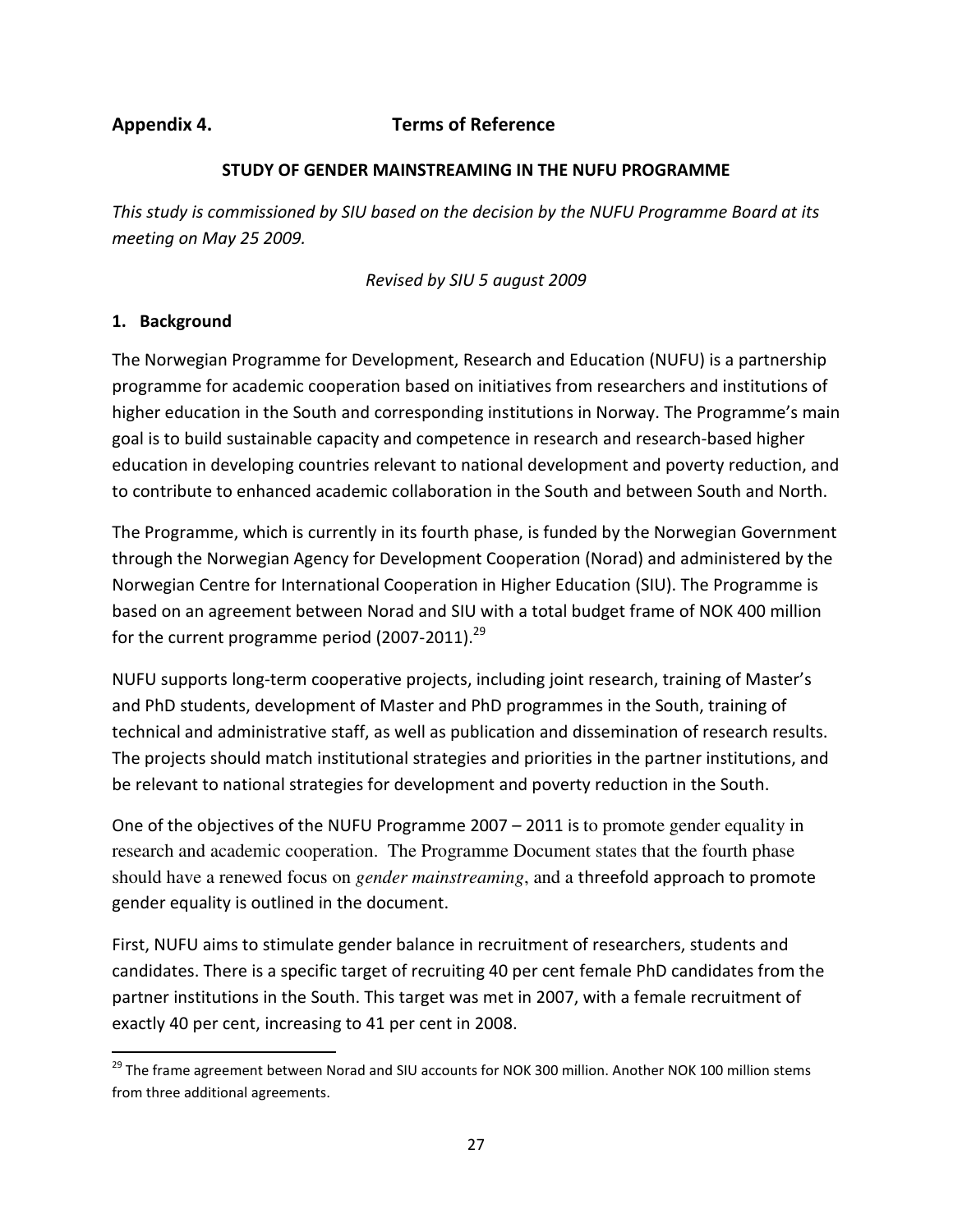## Appendix 4. Terms of Reference

**STUDY OF GENDER MAINSTREAMING IN THE NUFU PROGRAMME**

*This study is commissioned by SIU based on the decision by the NUFU Programme Board at its meeting on May 25 2009.*

*Revised by SIU 5 august 2009*

### 1. Background

The Norwegian Programme for Development, Research and Education (NUFU) is a partnership programme for academic cooperation based on initiatives from researchers and institutions of higher education in the South and corresponding institutions in Norway. The Programme's main goal is to build sustainable capacity and competence in research and research-based higher education in developing countries relevant to national development and poverty reduction, and to contribute to enhanced academic collaboration in the South and between South and North.

The Programme, which is currently in its fourth phase, is funded by the Norwegian Government through the Norwegian Agency for Development Cooperation (Norad) and administered by the Norwegian Centre for International Cooperation in Higher Education (SIU). The Programme is based on an agreement between Norad and SIU with a total budget frame of NOK 400 million for the current programme period (2007-2011).[29]

NUFU supports long-term cooperative projects, including joint research, training of Master's and PhD students, development of Master and PhD programmes in the South, training of technical and administrative staff, as well as publication and dissemination of research results. The projects should match institutional strategies and priorities in the partner institutions, and be relevant to national strategies for development and poverty reduction in the South.

One of the objectives of the NUFU Programme 2007 – 2011 is to promote gender equality in research and academic cooperation. The Programme Document states that the fourth phase should have a renewed focus on *gender mainstreaming*, and a threefold approach to promote gender equality is outlined in the document.

First, NUFU aims to stimulate gender balance in recruitment of researchers, students and candidates. There is a specific target of recruiting 40 per cent female PhD candidates from the partner institutions in the South. This target was met in 2007, with a female recruitment of exactly 40 per cent, increasing to 41 per cent in 2008.

[29] The frame agreement between Norad and SIU accounts for NOK 300 million. Another NOK 100 million stems from three additional agreements.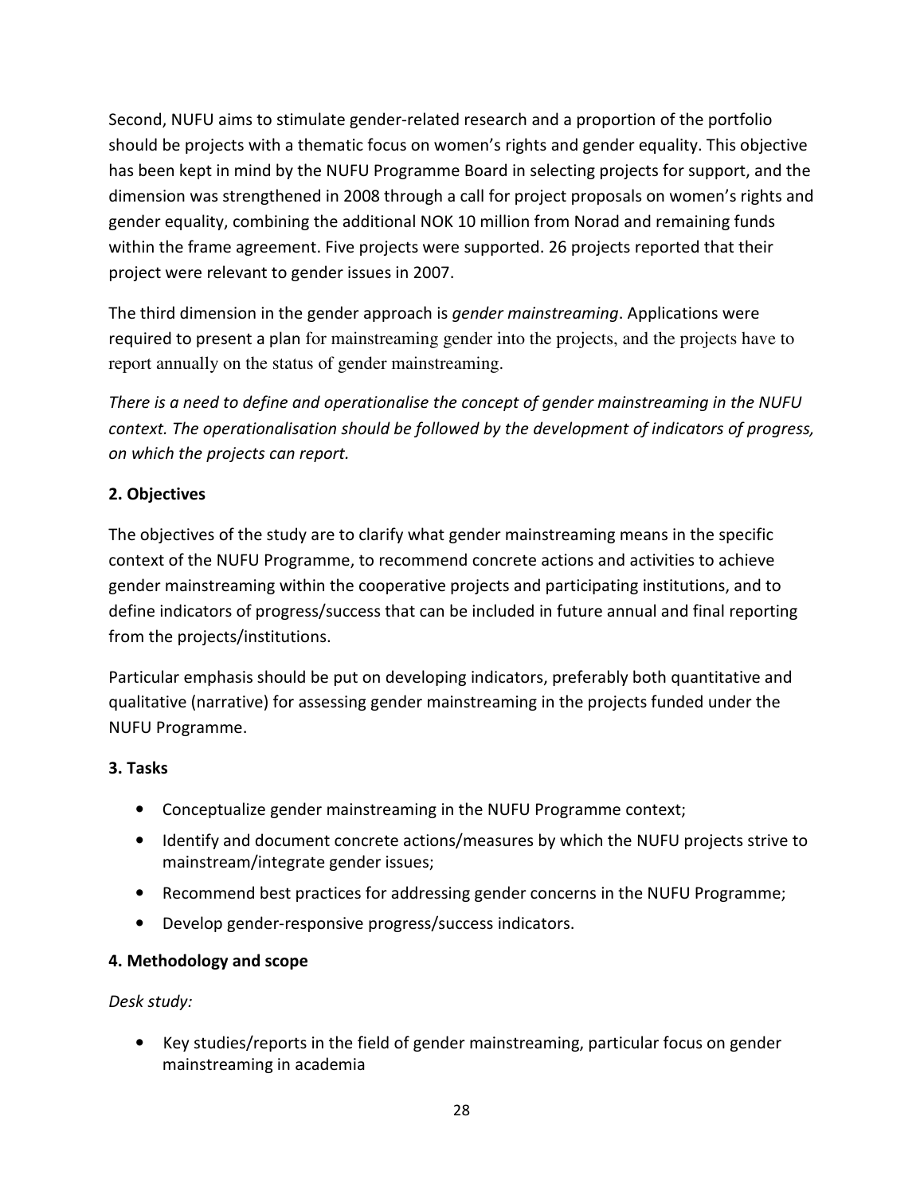Second, NUFU aims to stimulate gender-related research and a proportion of the portfolio should be projects with a thematic focus on women's rights and gender equality. This objective has been kept in mind by the NUFU Programme Board in selecting projects for support, and the dimension was strengthened in 2008 through a call for project proposals on women's rights and gender equality, combining the additional NOK 10 million from Norad and remaining funds within the frame agreement. Five projects were supported. 26 projects reported that their project were relevant to gender issues in 2007.

The third dimension in the gender approach is *gender mainstreaming*. Applications were required to present a plan for mainstreaming gender into the projects, and the projects have to report annually on the status of gender mainstreaming.

*There is a need to define and operationalise the concept of gender mainstreaming in the NUFU context. The operationalisation should be followed by the development of indicators of progress, on which the projects can report.*

**2. Objectives**

The objectives of the study are to clarify what gender mainstreaming means in the specific context of the NUFU Programme, to recommend concrete actions and activities to achieve gender mainstreaming within the cooperative projects and participating institutions, and to define indicators of progress/success that can be included in future annual and final reporting from the projects/institutions.

Particular emphasis should be put on developing indicators, preferably both quantitative and qualitative (narrative) for assessing gender mainstreaming in the projects funded under the NUFU Programme.

**3. Tasks**

- Conceptualize gender mainstreaming in the NUFU Programme context;
- Identify and document concrete actions/measures by which the NUFU projects strive to mainstream/integrate gender issues;
- Recommend best practices for addressing gender concerns in the NUFU Programme;
- Develop gender-responsive progress/success indicators.

**4. Methodology and scope**

*Desk study:*

- Key studies/reports in the field of gender mainstreaming, particular focus on gender mainstreaming in academia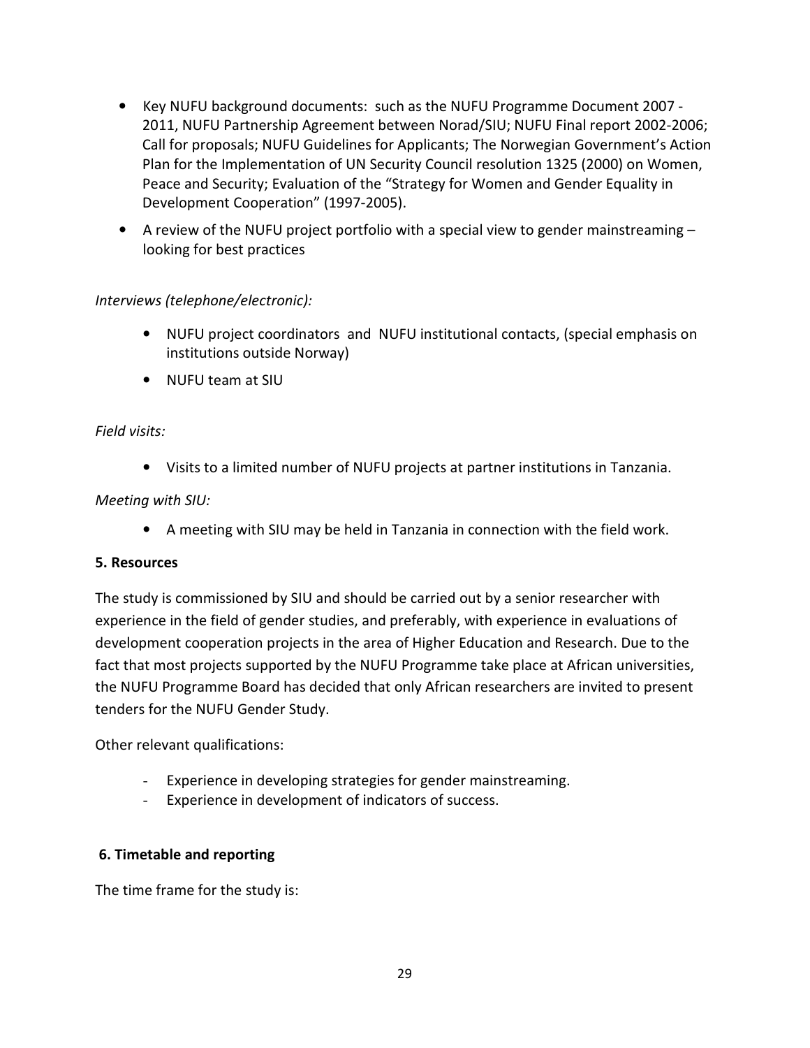- Key NUFU background documents: such as the NUFU Programme Document 2007 - 2011, NUFU Partnership Agreement between Norad/SIU; NUFU Final report 2002-2006; Call for proposals; NUFU Guidelines for Applicants; The Norwegian Government's Action Plan for the Implementation of UN Security Council resolution 1325 (2000) on Women, Peace and Security; Evaluation of the "Strategy for Women and Gender Equality in Development Cooperation" (1997-2005).
- A review of the NUFU project portfolio with a special view to gender mainstreaming – looking for best practices

*Interviews (telephone/electronic):*

- NUFU project coordinators and NUFU institutional contacts, (special emphasis on institutions outside Norway)
- NUFU team at SIU

*Field visits:*

- Visits to a limited number of NUFU projects at partner institutions in Tanzania.

*Meeting with SIU:*

- A meeting with SIU may be held in Tanzania in connection with the field work.

**5. Resources**

The study is commissioned by SIU and should be carried out by a senior researcher with experience in the field of gender studies, and preferably, with experience in evaluations of development cooperation projects in the area of Higher Education and Research. Due to the fact that most projects supported by the NUFU Programme take place at African universities, the NUFU Programme Board has decided that only African researchers are invited to present tenders for the NUFU Gender Study.

Other relevant qualifications:

- Experience in developing strategies for gender mainstreaming.
- Experience in development of indicators of success.

**6. Timetable and reporting**

The time frame for the study is: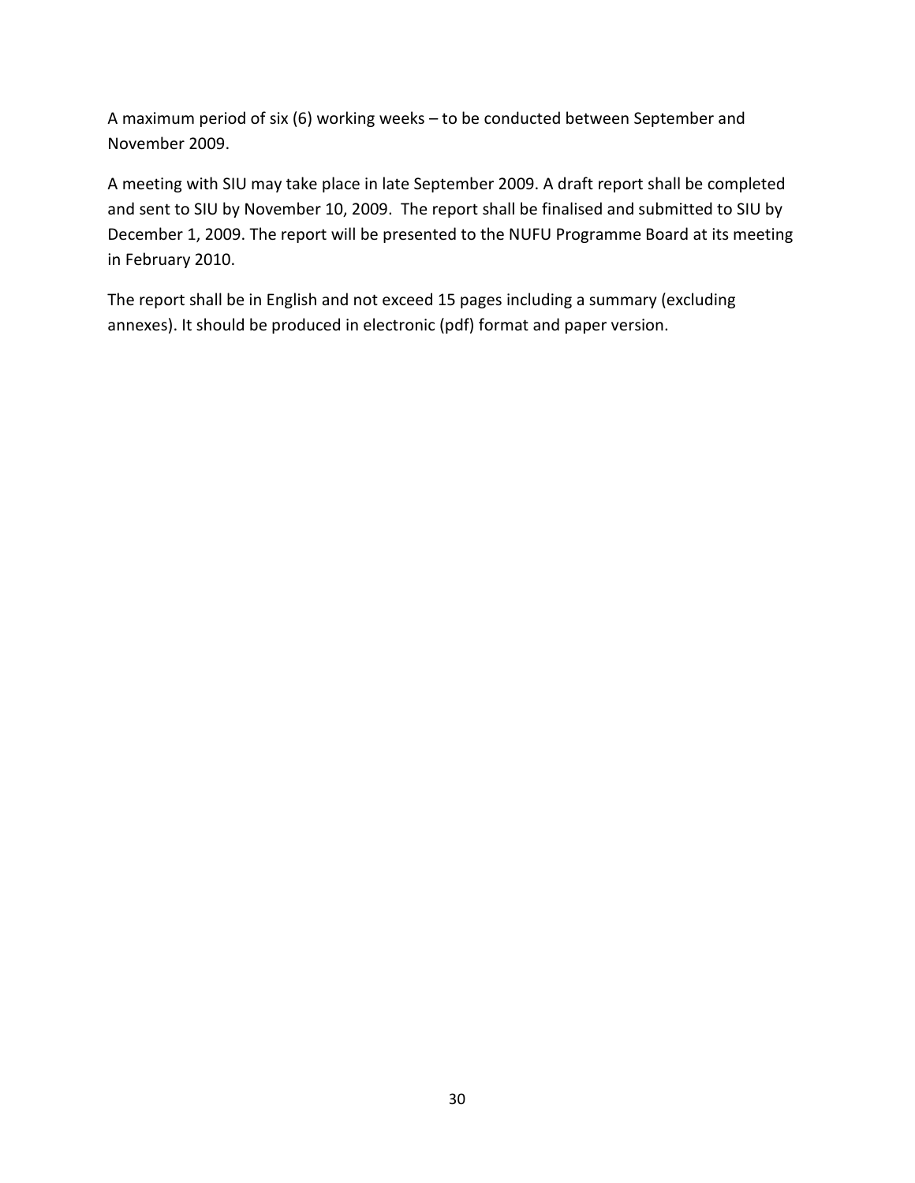A maximum period of six (6) working weeks – to be conducted between September and November 2009.

A meeting with SIU may take place in late September 2009. A draft report shall be completed and sent to SIU by November 10, 2009. The report shall be finalised and submitted to SIU by December 1, 2009. The report will be presented to the NUFU Programme Board at its meeting in February 2010.

The report shall be in English and not exceed 15 pages including a summary (excluding annexes). It should be produced in electronic (pdf) format and paper version.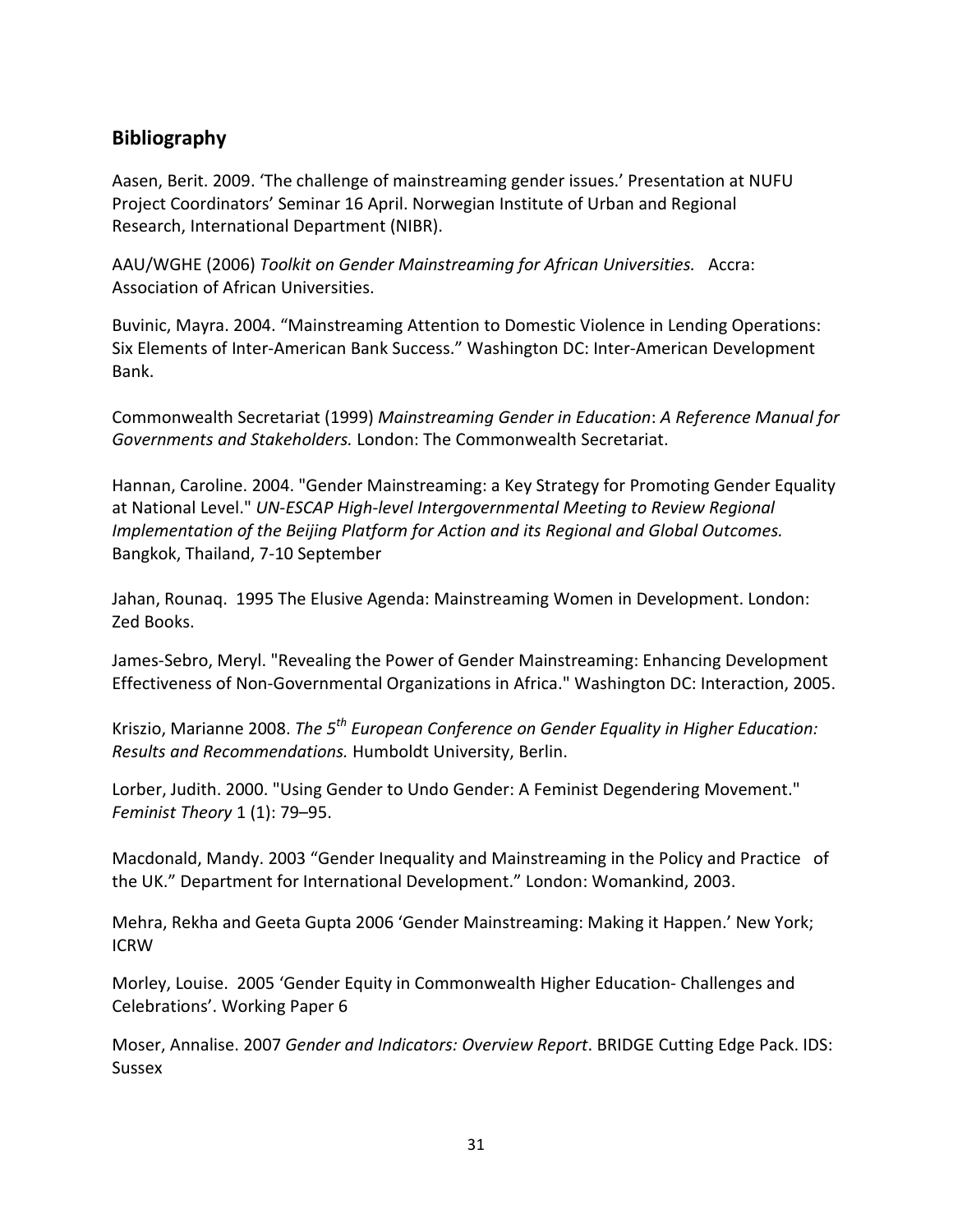## Bibliography

Aasen, Berit. 2009. 'The challenge of mainstreaming gender issues.' Presentation at NUFU Project Coordinators' Seminar 16 April. Norwegian Institute of Urban and Regional Research, International Department (NIBR).

AAU/WGHE (2006) *Toolkit on Gender Mainstreaming for African Universities.* Accra: Association of African Universities.

Buvinic, Mayra. 2004. "Mainstreaming Attention to Domestic Violence in Lending Operations: Six Elements of Inter-American Bank Success." Washington DC: Inter-American Development Bank.

Commonwealth Secretariat (1999) *Mainstreaming Gender in Education*: *A Reference Manual for Governments and Stakeholders.* London: The Commonwealth Secretariat.

Hannan, Caroline. 2004. "Gender Mainstreaming: a Key Strategy for Promoting Gender Equality at National Level." *UN-ESCAP High-level Intergovernmental Meeting to Review Regional Implementation of the Beijing Platform for Action and its Regional and Global Outcomes.* Bangkok, Thailand, 7-10 September

Jahan, Rounaq. 1995 The Elusive Agenda: Mainstreaming Women in Development. London: Zed Books.

James-Sebro, Meryl. "Revealing the Power of Gender Mainstreaming: Enhancing Development Effectiveness of Non-Governmental Organizations in Africa." Washington DC: Interaction, 2005.

Kriszio, Marianne 2008. *The 5th European Conference on Gender Equality in Higher Education: Results and Recommendations.* Humboldt University, Berlin.

Lorber, Judith. 2000. "Using Gender to Undo Gender: A Feminist Degendering Movement." *Feminist Theory* 1 (1): 79–95.

Macdonald, Mandy. 2003 "Gender Inequality and Mainstreaming in the Policy and Practice of the UK." Department for International Development." London: Womankind, 2003.

Mehra, Rekha and Geeta Gupta 2006 'Gender Mainstreaming: Making it Happen.' New York; ICRW

Morley, Louise. 2005 'Gender Equity in Commonwealth Higher Education- Challenges and Celebrations'. Working Paper 6

Moser, Annalise. 2007 *Gender and Indicators: Overview Report*. BRIDGE Cutting Edge Pack. IDS: Sussex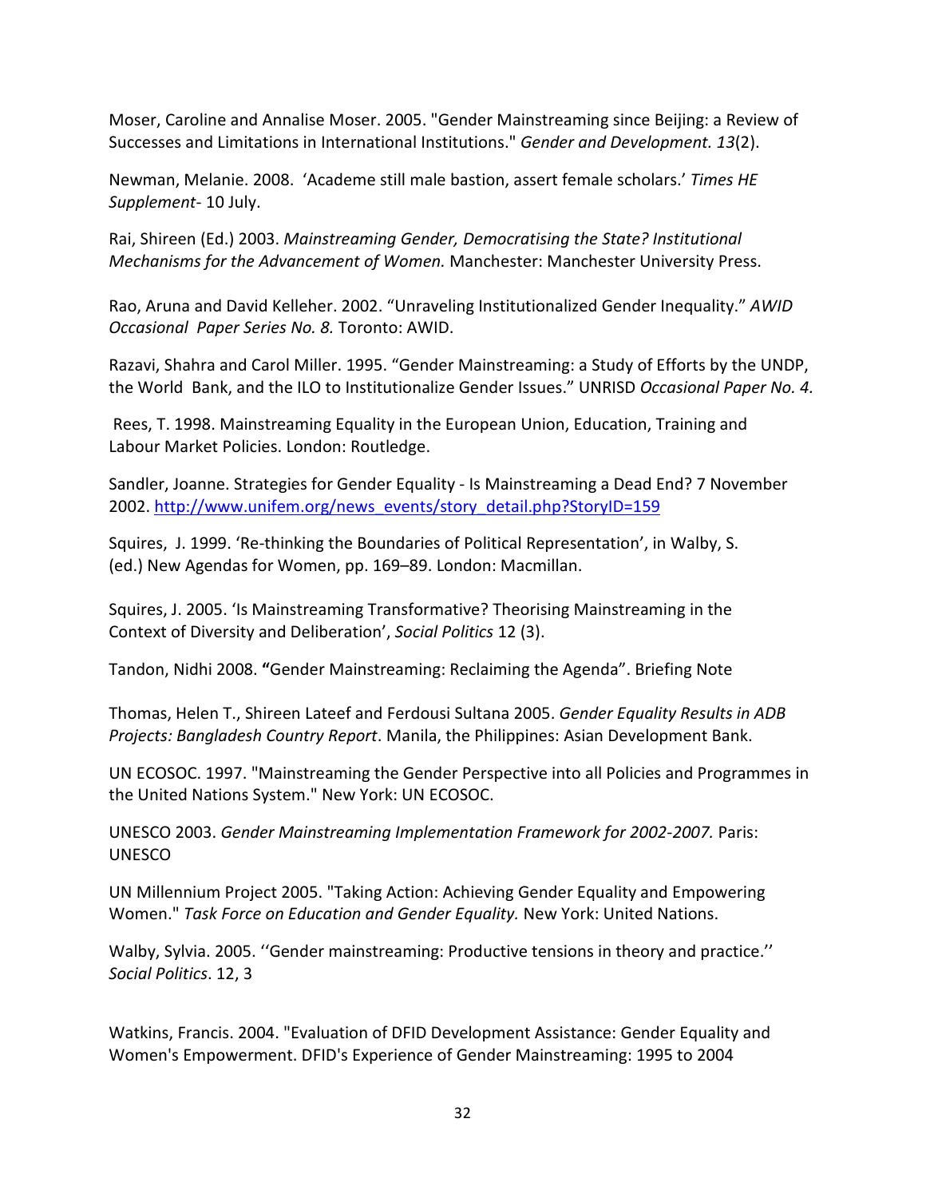Moser, Caroline and Annalise Moser. 2005. "Gender Mainstreaming since Beijing: a Review of Successes and Limitations in International Institutions." *Gender and Development. 13*(2).

Newman, Melanie. 2008. 'Academe still male bastion, assert female scholars.' *Times HE Supplement*- 10 July.

Rai, Shireen (Ed.) 2003. *Mainstreaming Gender, Democratising the State? Institutional Mechanisms for the Advancement of Women.* Manchester: Manchester University Press.

Rao, Aruna and David Kelleher. 2002. "Unraveling Institutionalized Gender Inequality." *AWID Occasional Paper Series No. 8.* Toronto: AWID.

Razavi, Shahra and Carol Miller. 1995. "Gender Mainstreaming: a Study of Efforts by the UNDP, the World Bank, and the ILO to Institutionalize Gender Issues." UNRISD *Occasional Paper No. 4.*

Rees, T. 1998. Mainstreaming Equality in the European Union, Education, Training and Labour Market Policies. London: Routledge.

Sandler, Joanne. Strategies for Gender Equality - Is Mainstreaming a Dead End? 7 November 2002. http://www.unifem.org/news_events/story_detail.php?StoryID=159

Squires, J. 1999. 'Re-thinking the Boundaries of Political Representation', in Walby, S. (ed.) New Agendas for Women, pp. 169–89. London: Macmillan.

Squires, J. 2005. 'Is Mainstreaming Transformative? Theorising Mainstreaming in the Context of Diversity and Deliberation', *Social Politics* 12 (3).

Tandon, Nidhi 2008. **"**Gender Mainstreaming: Reclaiming the Agenda". Briefing Note

Thomas, Helen T., Shireen Lateef and Ferdousi Sultana 2005. *Gender Equality Results in ADB Projects: Bangladesh Country Report*. Manila, the Philippines: Asian Development Bank.

UN ECOSOC. 1997. "Mainstreaming the Gender Perspective into all Policies and Programmes in the United Nations System." New York: UN ECOSOC.

UNESCO 2003. *Gender Mainstreaming Implementation Framework for 2002-2007.* Paris: UNESCO

UN Millennium Project 2005. "Taking Action: Achieving Gender Equality and Empowering Women." *Task Force on Education and Gender Equality.* New York: United Nations.

Walby, Sylvia. 2005. ''Gender mainstreaming: Productive tensions in theory and practice.'' *Social Politics*. 12, 3

Watkins, Francis. 2004. "Evaluation of DFID Development Assistance: Gender Equality and Women's Empowerment. DFID's Experience of Gender Mainstreaming: 1995 to 2004